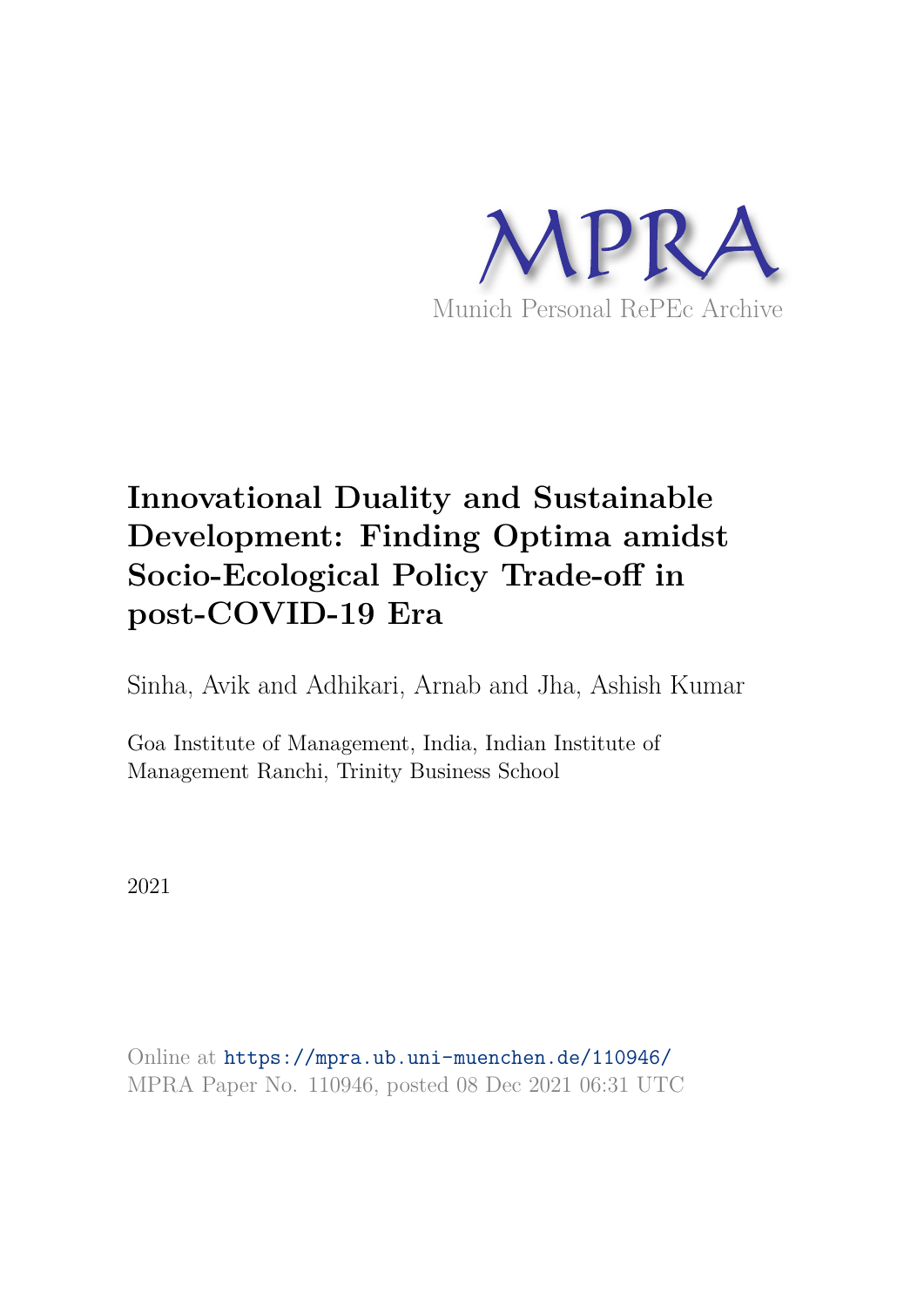MPRA

Munich Personal RePEc Archive

# Innovational Duality and Sustainable Development: Finding Optima amidst Socio-Ecological Policy Trade-off in post-COVID-19 Era

Sinha, Avik and Adhikari, Arnab and Jha, Ashish Kumar

Goa Institute of Management, India, Indian Institute of Management Ranchi, Trinity Business School

2021

Online at https://mpra.ub.uni-muenchen.de/110946/
MPRA Paper No. 110946, posted 08 Dec 2021 06:31 UTC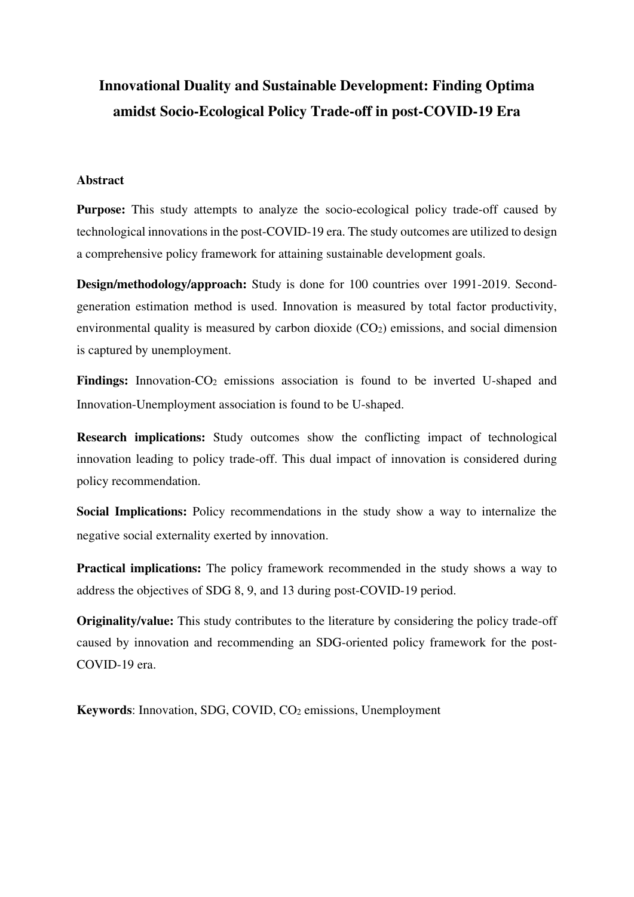# Innovational Duality and Sustainable Development: Finding Optima amidst Socio-Ecological Policy Trade-off in post-COVID-19 Era

## Abstract

**Purpose:** This study attempts to analyze the socio-ecological policy trade-off caused by technological innovations in the post-COVID-19 era. The study outcomes are utilized to design a comprehensive policy framework for attaining sustainable development goals.

**Design/methodology/approach:** Study is done for 100 countries over 1991-2019. Second-generation estimation method is used. Innovation is measured by total factor productivity, environmental quality is measured by carbon dioxide ($CO_2$) emissions, and social dimension is captured by unemployment.

**Findings:** Innovation-$CO_2$ emissions association is found to be inverted U-shaped and Innovation-Unemployment association is found to be U-shaped.

**Research implications:** Study outcomes show the conflicting impact of technological innovation leading to policy trade-off. This dual impact of innovation is considered during policy recommendation.

**Social Implications:** Policy recommendations in the study show a way to internalize the negative social externality exerted by innovation.

**Practical implications:** The policy framework recommended in the study shows a way to address the objectives of SDG 8, 9, and 13 during post-COVID-19 period.

**Originality/value:** This study contributes to the literature by considering the policy trade-off caused by innovation and recommending an SDG-oriented policy framework for the post-COVID-19 era.

**Keywords**: Innovation, SDG, COVID, $CO_2$ emissions, Unemployment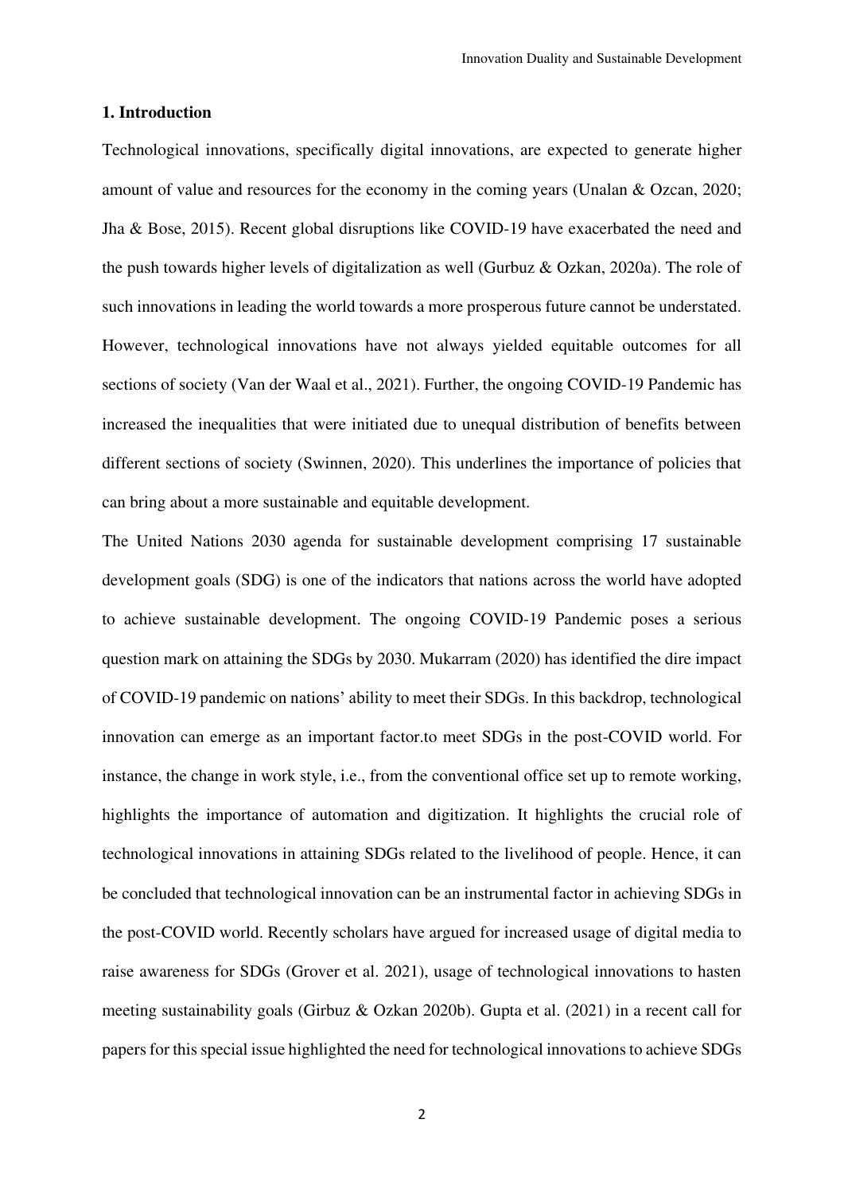## 1. Introduction

Technological innovations, specifically digital innovations, are expected to generate higher amount of value and resources for the economy in the coming years (Unalan & Ozcan, 2020; Jha & Bose, 2015). Recent global disruptions like COVID-19 have exacerbated the need and the push towards higher levels of digitalization as well (Gurbuz & Ozkan, 2020a). The role of such innovations in leading the world towards a more prosperous future cannot be understated. However, technological innovations have not always yielded equitable outcomes for all sections of society (Van der Waal et al., 2021). Further, the ongoing COVID-19 Pandemic has increased the inequalities that were initiated due to unequal distribution of benefits between different sections of society (Swinnen, 2020). This underlines the importance of policies that can bring about a more sustainable and equitable development.

The United Nations 2030 agenda for sustainable development comprising 17 sustainable development goals (SDG) is one of the indicators that nations across the world have adopted to achieve sustainable development. The ongoing COVID-19 Pandemic poses a serious question mark on attaining the SDGs by 2030. Mukarram (2020) has identified the dire impact of COVID-19 pandemic on nations' ability to meet their SDGs. In this backdrop, technological innovation can emerge as an important factor.to meet SDGs in the post-COVID world. For instance, the change in work style, i.e., from the conventional office set up to remote working, highlights the importance of automation and digitization. It highlights the crucial role of technological innovations in attaining SDGs related to the livelihood of people. Hence, it can be concluded that technological innovation can be an instrumental factor in achieving SDGs in the post-COVID world. Recently scholars have argued for increased usage of digital media to raise awareness for SDGs (Grover et al. 2021), usage of technological innovations to hasten meeting sustainability goals (Girbuz & Ozkan 2020b). Gupta et al. (2021) in a recent call for papers for this special issue highlighted the need for technological innovations to achieve SDGs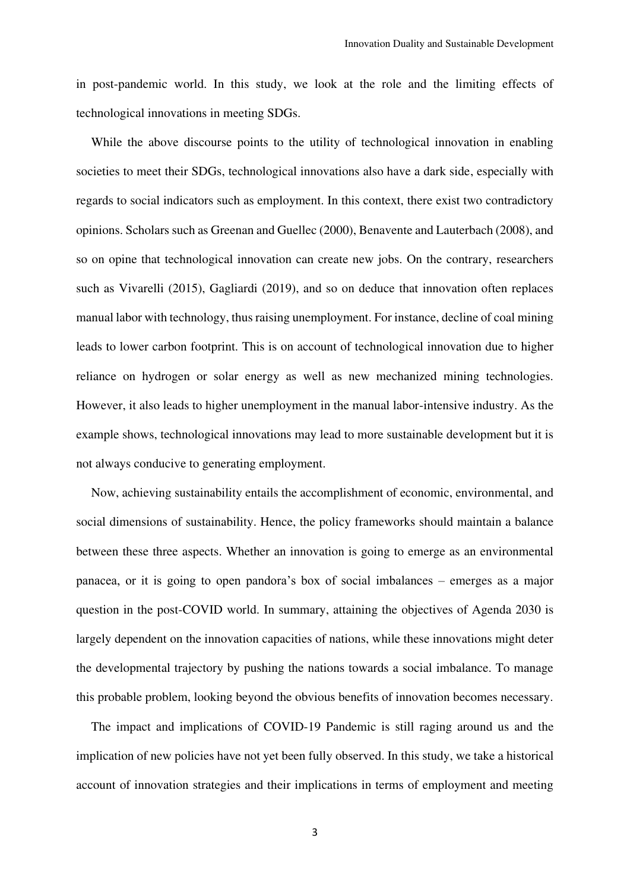in post-pandemic world. In this study, we look at the role and the limiting effects of technological innovations in meeting SDGs.

While the above discourse points to the utility of technological innovation in enabling societies to meet their SDGs, technological innovations also have a dark side, especially with regards to social indicators such as employment. In this context, there exist two contradictory opinions. Scholars such as Greenan and Guellec (2000), Benavente and Lauterbach (2008), and so on opine that technological innovation can create new jobs. On the contrary, researchers such as Vivarelli (2015), Gagliardi (2019), and so on deduce that innovation often replaces manual labor with technology, thus raising unemployment. For instance, decline of coal mining leads to lower carbon footprint. This is on account of technological innovation due to higher reliance on hydrogen or solar energy as well as new mechanized mining technologies. However, it also leads to higher unemployment in the manual labor-intensive industry. As the example shows, technological innovations may lead to more sustainable development but it is not always conducive to generating employment.

Now, achieving sustainability entails the accomplishment of economic, environmental, and social dimensions of sustainability. Hence, the policy frameworks should maintain a balance between these three aspects. Whether an innovation is going to emerge as an environmental panacea, or it is going to open pandora's box of social imbalances – emerges as a major question in the post-COVID world. In summary, attaining the objectives of Agenda 2030 is largely dependent on the innovation capacities of nations, while these innovations might deter the developmental trajectory by pushing the nations towards a social imbalance. To manage this probable problem, looking beyond the obvious benefits of innovation becomes necessary.

The impact and implications of COVID-19 Pandemic is still raging around us and the implication of new policies have not yet been fully observed. In this study, we take a historical account of innovation strategies and their implications in terms of employment and meeting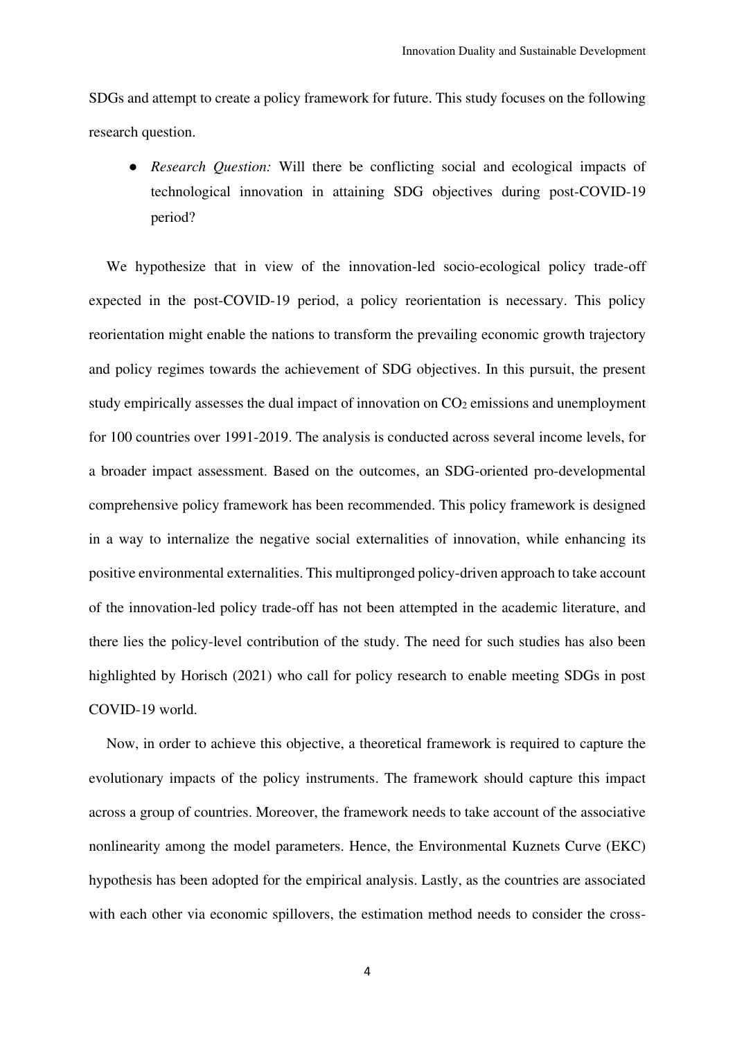SDGs and attempt to create a policy framework for future. This study focuses on the following research question.

- *Research Question:* Will there be conflicting social and ecological impacts of technological innovation in attaining SDG objectives during post-COVID-19 period?

We hypothesize that in view of the innovation-led socio-ecological policy trade-off expected in the post-COVID-19 period, a policy reorientation is necessary. This policy reorientation might enable the nations to transform the prevailing economic growth trajectory and policy regimes towards the achievement of SDG objectives. In this pursuit, the present study empirically assesses the dual impact of innovation on $CO_2$ emissions and unemployment for 100 countries over 1991-2019. The analysis is conducted across several income levels, for a broader impact assessment. Based on the outcomes, an SDG-oriented pro-developmental comprehensive policy framework has been recommended. This policy framework is designed in a way to internalize the negative social externalities of innovation, while enhancing its positive environmental externalities. This multipronged policy-driven approach to take account of the innovation-led policy trade-off has not been attempted in the academic literature, and there lies the policy-level contribution of the study. The need for such studies has also been highlighted by Horisch (2021) who call for policy research to enable meeting SDGs in post COVID-19 world.

Now, in order to achieve this objective, a theoretical framework is required to capture the evolutionary impacts of the policy instruments. The framework should capture this impact across a group of countries. Moreover, the framework needs to take account of the associative nonlinearity among the model parameters. Hence, the Environmental Kuznets Curve (EKC) hypothesis has been adopted for the empirical analysis. Lastly, as the countries are associated with each other via economic spillovers, the estimation method needs to consider the cross-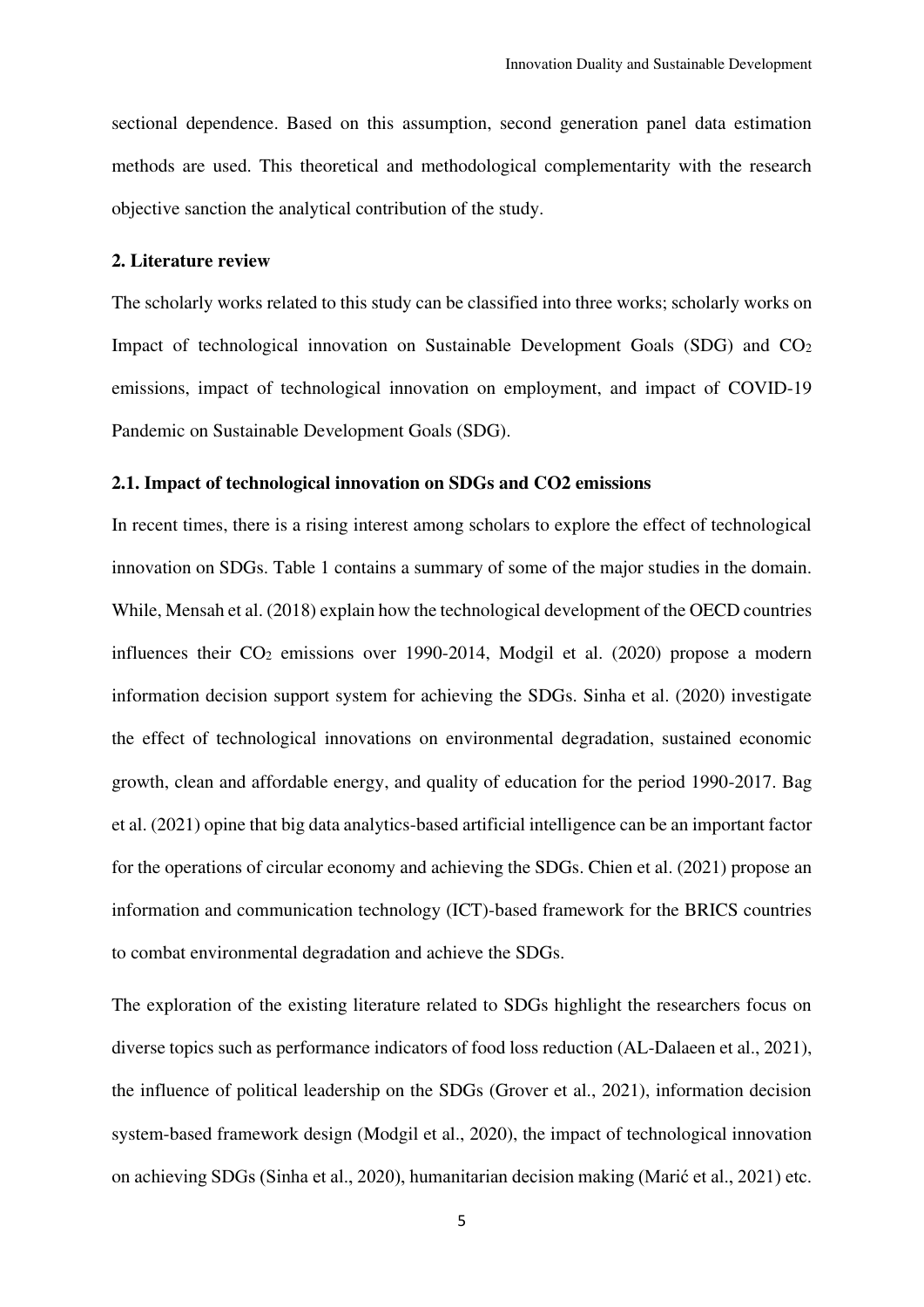sectional dependence. Based on this assumption, second generation panel data estimation methods are used. This theoretical and methodological complementarity with the research objective sanction the analytical contribution of the study.

## 2. Literature review

The scholarly works related to this study can be classified into three works; scholarly works on Impact of technological innovation on Sustainable Development Goals (SDG) and $CO_2$ emissions, impact of technological innovation on employment, and impact of COVID-19 Pandemic on Sustainable Development Goals (SDG).

### 2.1. Impact of technological innovation on SDGs and CO2 emissions

In recent times, there is a rising interest among scholars to explore the effect of technological innovation on SDGs. Table 1 contains a summary of some of the major studies in the domain. While, Mensah et al. (2018) explain how the technological development of the OECD countries influences their $CO_2$ emissions over 1990-2014, Modgil et al. (2020) propose a modern information decision support system for achieving the SDGs. Sinha et al. (2020) investigate the effect of technological innovations on environmental degradation, sustained economic growth, clean and affordable energy, and quality of education for the period 1990-2017. Bag et al. (2021) opine that big data analytics-based artificial intelligence can be an important factor for the operations of circular economy and achieving the SDGs. Chien et al. (2021) propose an information and communication technology (ICT)-based framework for the BRICS countries to combat environmental degradation and achieve the SDGs.

The exploration of the existing literature related to SDGs highlight the researchers focus on diverse topics such as performance indicators of food loss reduction (AL-Dalaeen et al., 2021), the influence of political leadership on the SDGs (Grover et al., 2021), information decision system-based framework design (Modgil et al., 2020), the impact of technological innovation on achieving SDGs (Sinha et al., 2020), humanitarian decision making (Marić et al., 2021) etc.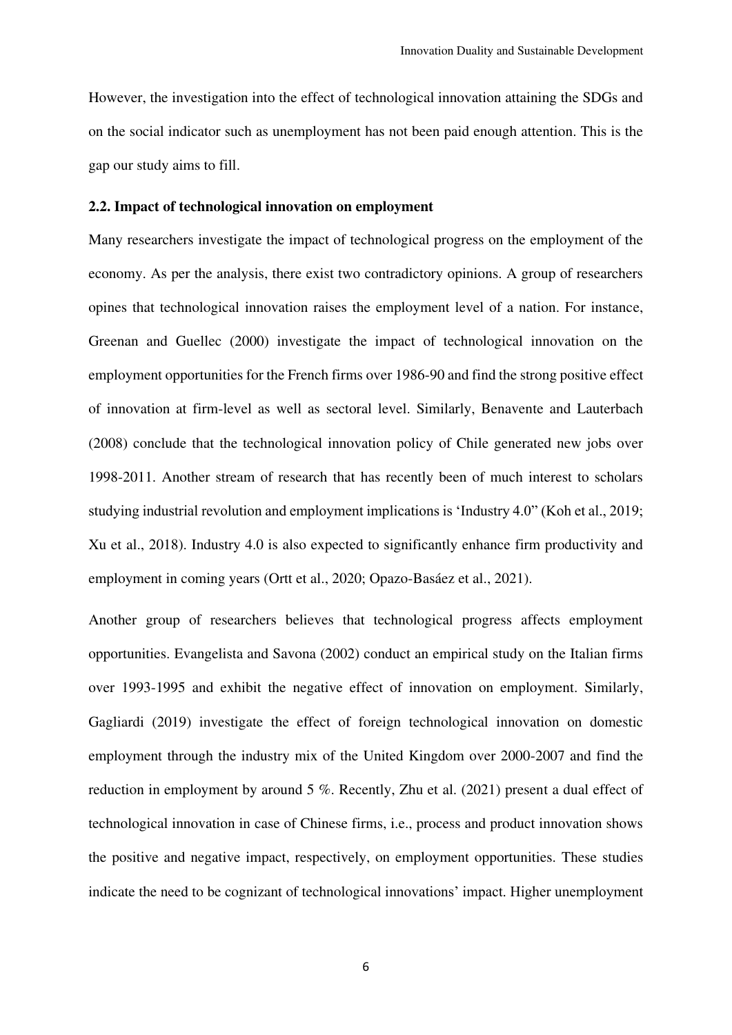However, the investigation into the effect of technological innovation attaining the SDGs and on the social indicator such as unemployment has not been paid enough attention. This is the gap our study aims to fill.

### 2.2. Impact of technological innovation on employment

Many researchers investigate the impact of technological progress on the employment of the economy. As per the analysis, there exist two contradictory opinions. A group of researchers opines that technological innovation raises the employment level of a nation. For instance, Greenan and Guellec (2000) investigate the impact of technological innovation on the employment opportunities for the French firms over 1986-90 and find the strong positive effect of innovation at firm-level as well as sectoral level. Similarly, Benavente and Lauterbach (2008) conclude that the technological innovation policy of Chile generated new jobs over 1998-2011. Another stream of research that has recently been of much interest to scholars studying industrial revolution and employment implications is 'Industry 4.0" (Koh et al., 2019; Xu et al., 2018). Industry 4.0 is also expected to significantly enhance firm productivity and employment in coming years (Ortt et al., 2020; Opazo-Basáez et al., 2021).

Another group of researchers believes that technological progress affects employment opportunities. Evangelista and Savona (2002) conduct an empirical study on the Italian firms over 1993-1995 and exhibit the negative effect of innovation on employment. Similarly, Gagliardi (2019) investigate the effect of foreign technological innovation on domestic employment through the industry mix of the United Kingdom over 2000-2007 and find the reduction in employment by around 5 %. Recently, Zhu et al. (2021) present a dual effect of technological innovation in case of Chinese firms, i.e., process and product innovation shows the positive and negative impact, respectively, on employment opportunities. These studies indicate the need to be cognizant of technological innovations' impact. Higher unemployment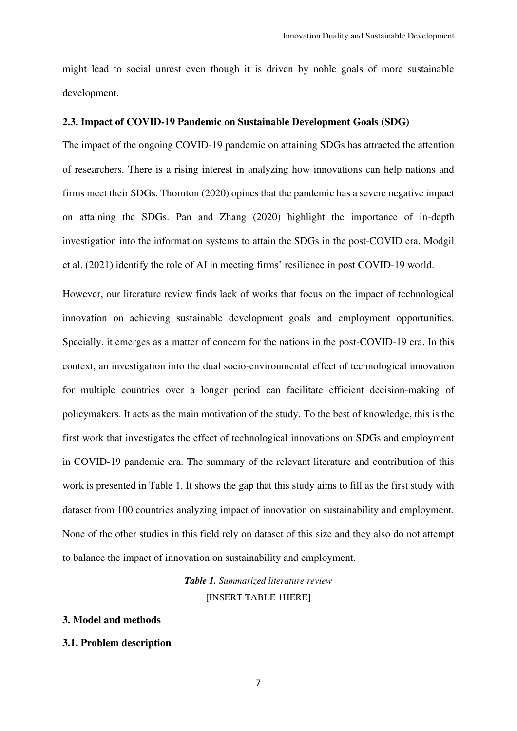might lead to social unrest even though it is driven by noble goals of more sustainable development.

### 2.3. Impact of COVID-19 Pandemic on Sustainable Development Goals (SDG)

The impact of the ongoing COVID-19 pandemic on attaining SDGs has attracted the attention of researchers. There is a rising interest in analyzing how innovations can help nations and firms meet their SDGs. Thornton (2020) opines that the pandemic has a severe negative impact on attaining the SDGs. Pan and Zhang (2020) highlight the importance of in-depth investigation into the information systems to attain the SDGs in the post-COVID era. Modgil et al. (2021) identify the role of AI in meeting firms' resilience in post COVID-19 world.

However, our literature review finds lack of works that focus on the impact of technological innovation on achieving sustainable development goals and employment opportunities. Specially, it emerges as a matter of concern for the nations in the post-COVID-19 era. In this context, an investigation into the dual socio-environmental effect of technological innovation for multiple countries over a longer period can facilitate efficient decision-making of policymakers. It acts as the main motivation of the study. To the best of knowledge, this is the first work that investigates the effect of technological innovations on SDGs and employment in COVID-19 pandemic era. The summary of the relevant literature and contribution of this work is presented in Table 1. It shows the gap that this study aims to fill as the first study with dataset from 100 countries analyzing impact of innovation on sustainability and employment. None of the other studies in this field rely on dataset of this size and they also do not attempt to balance the impact of innovation on sustainability and employment.

***Table 1.*** *Summarized literature review*

[INSERT TABLE 1HERE]

## 3. Model and methods

### 3.1. Problem description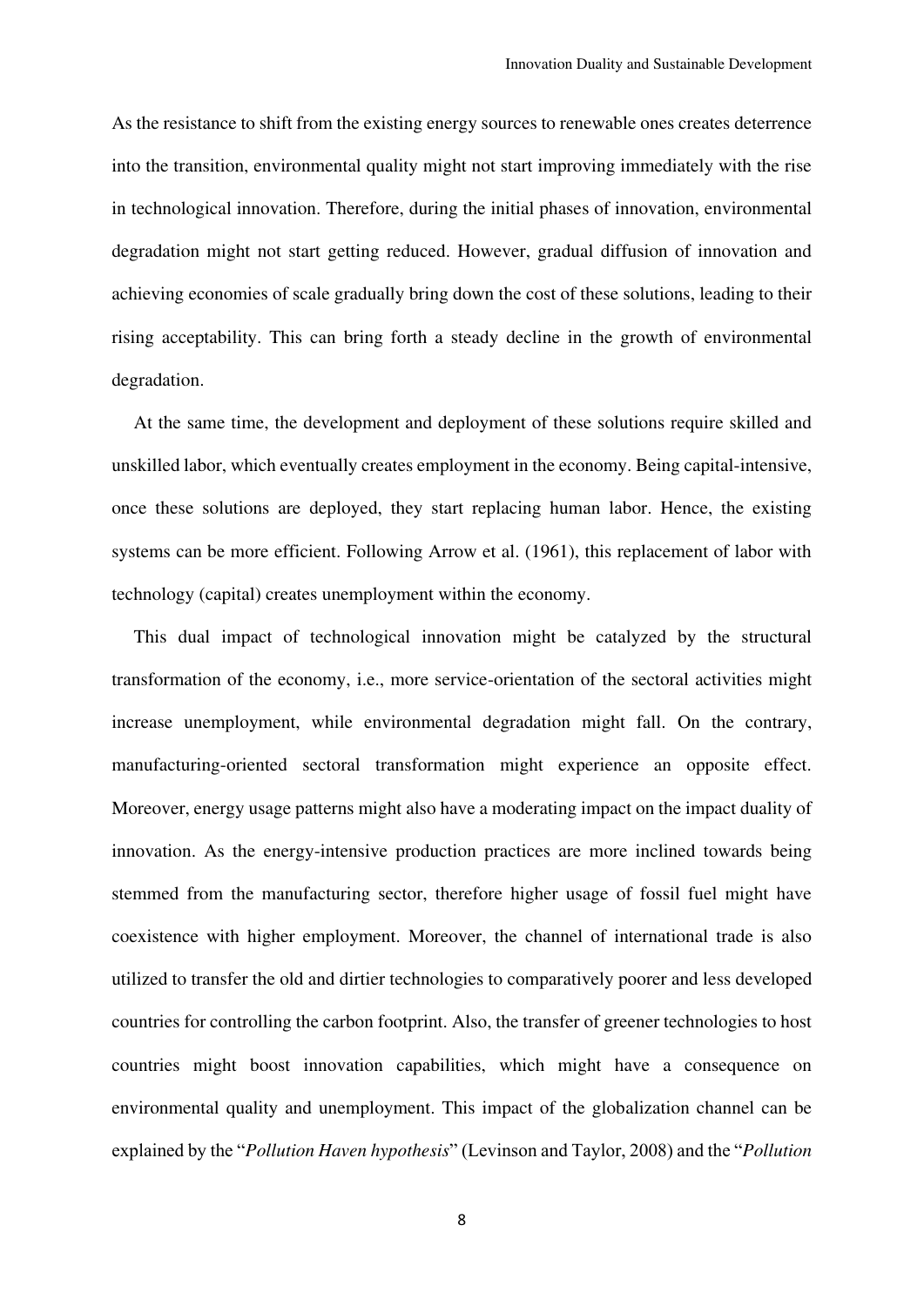As the resistance to shift from the existing energy sources to renewable ones creates deterrence into the transition, environmental quality might not start improving immediately with the rise in technological innovation. Therefore, during the initial phases of innovation, environmental degradation might not start getting reduced. However, gradual diffusion of innovation and achieving economies of scale gradually bring down the cost of these solutions, leading to their rising acceptability. This can bring forth a steady decline in the growth of environmental degradation.

At the same time, the development and deployment of these solutions require skilled and unskilled labor, which eventually creates employment in the economy. Being capital-intensive, once these solutions are deployed, they start replacing human labor. Hence, the existing systems can be more efficient. Following Arrow et al. (1961), this replacement of labor with technology (capital) creates unemployment within the economy.

This dual impact of technological innovation might be catalyzed by the structural transformation of the economy, i.e., more service-orientation of the sectoral activities might increase unemployment, while environmental degradation might fall. On the contrary, manufacturing-oriented sectoral transformation might experience an opposite effect. Moreover, energy usage patterns might also have a moderating impact on the impact duality of innovation. As the energy-intensive production practices are more inclined towards being stemmed from the manufacturing sector, therefore higher usage of fossil fuel might have coexistence with higher employment. Moreover, the channel of international trade is also utilized to transfer the old and dirtier technologies to comparatively poorer and less developed countries for controlling the carbon footprint. Also, the transfer of greener technologies to host countries might boost innovation capabilities, which might have a consequence on environmental quality and unemployment. This impact of the globalization channel can be explained by the "*Pollution Haven hypothesis*" (Levinson and Taylor, 2008) and the "*Pollution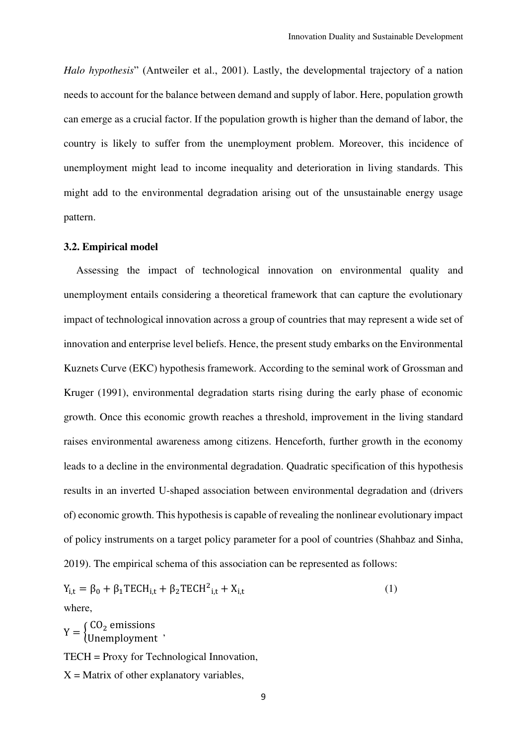*Halo hypothesis*" (Antweiler et al., 2001). Lastly, the developmental trajectory of a nation needs to account for the balance between demand and supply of labor. Here, population growth can emerge as a crucial factor. If the population growth is higher than the demand of labor, the country is likely to suffer from the unemployment problem. Moreover, this incidence of unemployment might lead to income inequality and deterioration in living standards. This might add to the environmental degradation arising out of the unsustainable energy usage pattern.

### 3.2. Empirical model

Assessing the impact of technological innovation on environmental quality and unemployment entails considering a theoretical framework that can capture the evolutionary impact of technological innovation across a group of countries that may represent a wide set of innovation and enterprise level beliefs. Hence, the present study embarks on the Environmental Kuznets Curve (EKC) hypothesis framework. According to the seminal work of Grossman and Kruger (1991), environmental degradation starts rising during the early phase of economic growth. Once this economic growth reaches a threshold, improvement in the living standard raises environmental awareness among citizens. Henceforth, further growth in the economy leads to a decline in the environmental degradation. Quadratic specification of this hypothesis results in an inverted U-shaped association between environmental degradation and (drivers of) economic growth. This hypothesis is capable of revealing the nonlinear evolutionary impact of policy instruments on a target policy parameter for a pool of countries (Shahbaz and Sinha, 2019). The empirical schema of this association can be represented as follows:

$$Y_{i,t} = \beta_0 + \beta_1 TECH_{i,t} + \beta_2 TECH^2_{i,t} + X_{i,t} \tag{1}$$

where,

$$Y = \begin{cases} CO_2 \text{ emissions} \\ \text{Unemployment} \end{cases},$$

TECH = Proxy for Technological Innovation,

X = Matrix of other explanatory variables,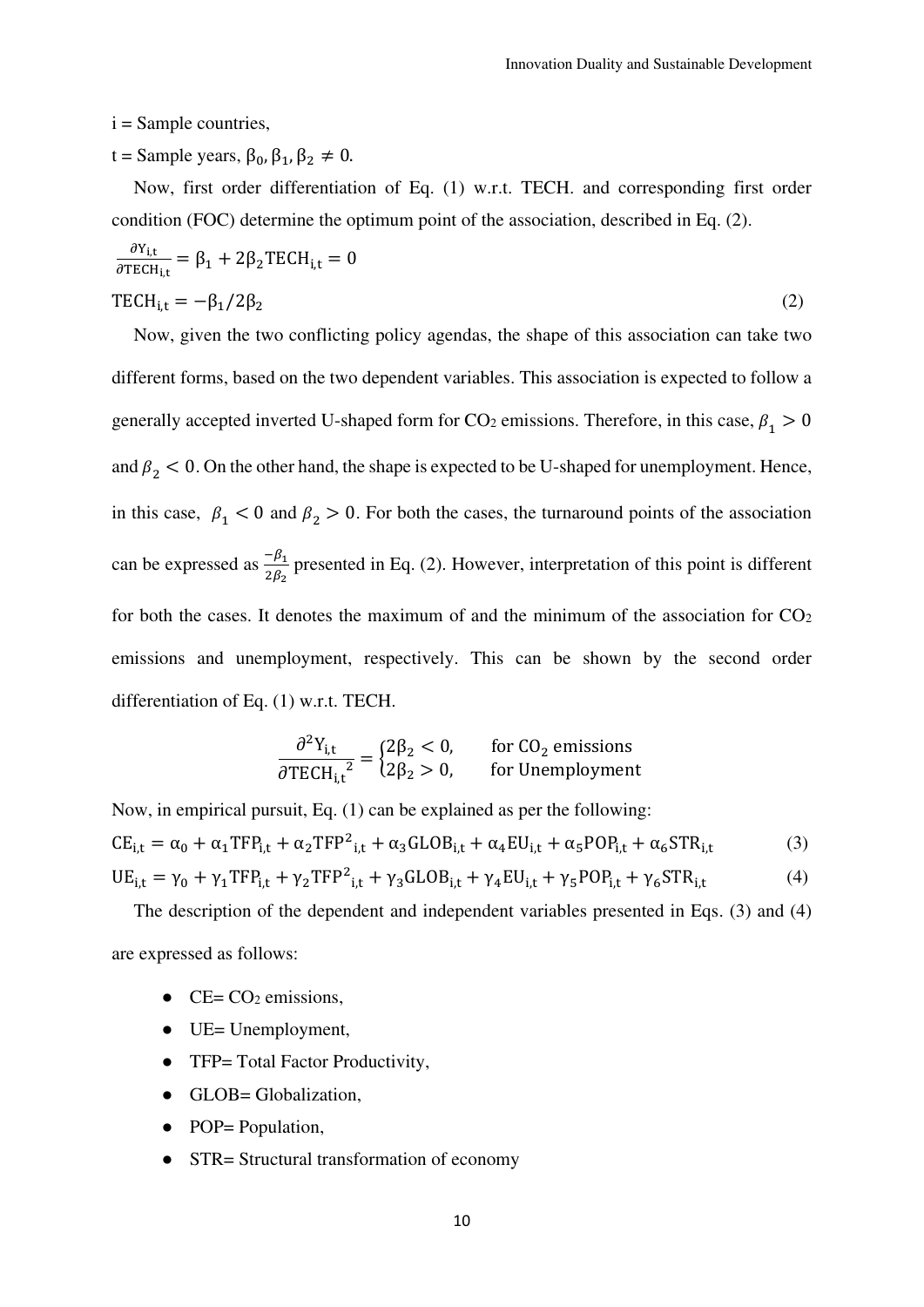i = Sample countries,

t = Sample years, $\beta_0, \beta_1, \beta_2 \neq 0$.

Now, first order differentiation of Eq. (1) w.r.t. TECH. and corresponding first order condition (FOC) determine the optimum point of the association, described in Eq. (2).

$$\frac{\partial Y_{i,t}}{\partial TECH_{i,t}} = \beta_1 + 2\beta_2 TECH_{i,t} = 0$$

$$TECH_{i,t} = -\beta_1/2\beta_2 \quad (2)$$

Now, given the two conflicting policy agendas, the shape of this association can take two different forms, based on the two dependent variables. This association is expected to follow a generally accepted inverted U-shaped form for $CO_2$ emissions. Therefore, in this case, $\beta_1 > 0$ and $\beta_2 < 0$. On the other hand, the shape is expected to be U-shaped for unemployment. Hence, in this case, $\beta_1 < 0$ and $\beta_2 > 0$. For both the cases, the turnaround points of the association can be expressed as $\frac{-\beta_1}{2\beta_2}$ presented in Eq. (2). However, interpretation of this point is different for both the cases. It denotes the maximum of and the minimum of the association for $CO_2$ emissions and unemployment, respectively. This can be shown by the second order differentiation of Eq. (1) w.r.t. TECH.

$$\frac{\partial^2 Y_{i,t}}{\partial TECH_{i,t}^2} = \begin{cases} 2\beta_2 < 0, & \text{for } CO_2 \text{ emissions} \\ 2\beta_2 > 0, & \text{for Unemployment} \end{cases}$$

Now, in empirical pursuit, Eq. (1) can be explained as per the following:

$$CE_{i,t} = \alpha_0 + \alpha_1 TFP_{i,t} + \alpha_2 TFP^2{}_{i,t} + \alpha_3 GLOB_{i,t} + \alpha_4 EU_{i,t} + \alpha_5 POP_{i,t} + \alpha_6 STR_{i,t} \quad (3)$$

$$UE_{i,t} = \gamma_0 + \gamma_1 TFP_{i,t} + \gamma_2 TFP^2{}_{i,t} + \gamma_3 GLOB_{i,t} + \gamma_4 EU_{i,t} + \gamma_5 POP_{i,t} + \gamma_6 STR_{i,t} \quad (4)$$

The description of the dependent and independent variables presented in Eqs. (3) and (4) are expressed as follows:

- CE= $CO_2$ emissions,
- UE= Unemployment,
- TFP= Total Factor Productivity,
- GLOB= Globalization,
- POP= Population,
- STR= Structural transformation of economy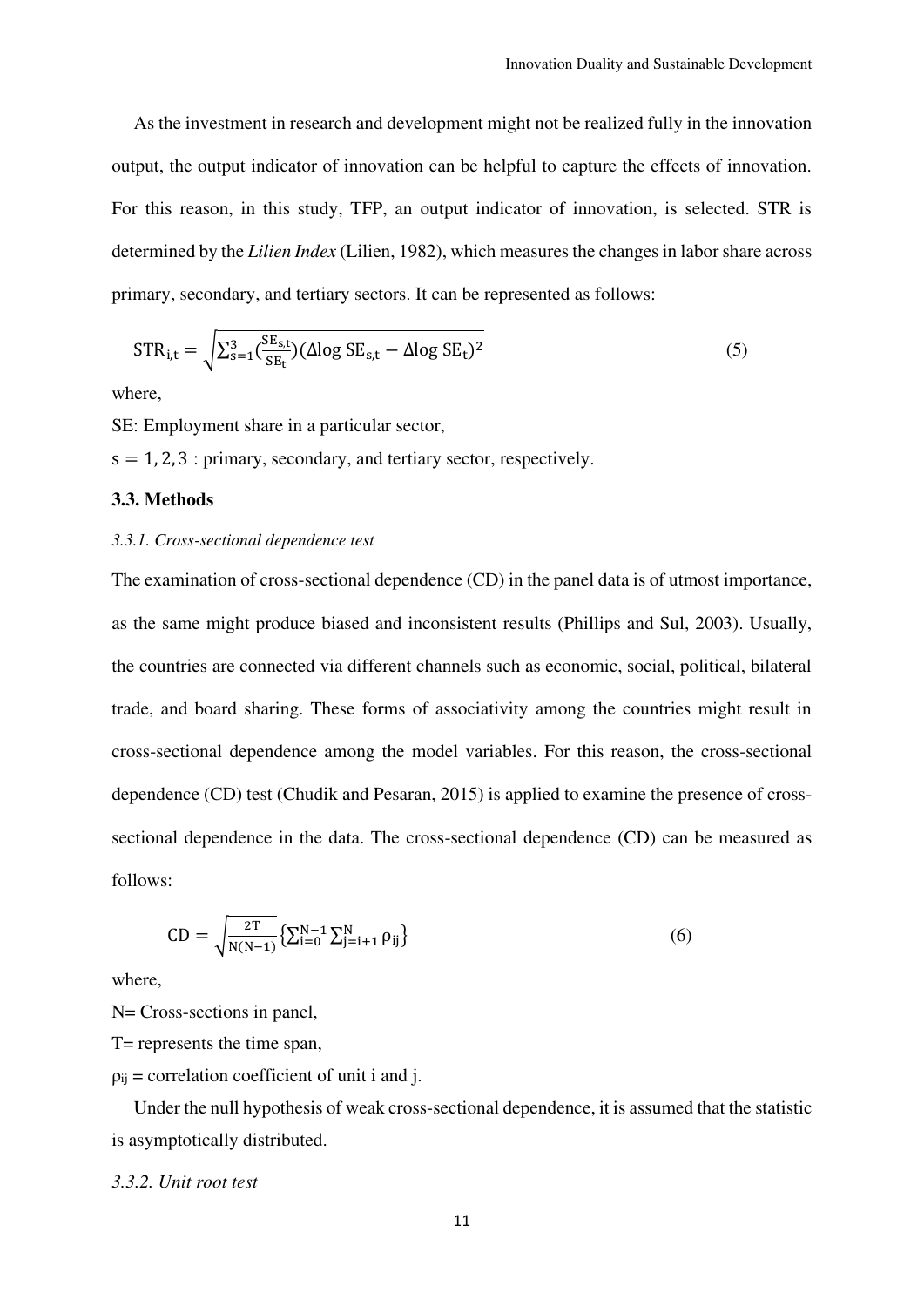As the investment in research and development might not be realized fully in the innovation output, the output indicator of innovation can be helpful to capture the effects of innovation. For this reason, in this study, TFP, an output indicator of innovation, is selected. STR is determined by the *Lilien Index* (Lilien, 1982), which measures the changes in labor share across primary, secondary, and tertiary sectors. It can be represented as follows:

$$\mathrm{STR}_{\mathrm{i,t}} = \sqrt{\sum_{\mathrm{s}=1}^{3}\left(\frac{\mathrm{SE}_{\mathrm{s,t}}}{\mathrm{SE}_{\mathrm{t}}}\right)(\Delta\log \mathrm{SE}_{\mathrm{s,t}} - \Delta\log \mathrm{SE}_{\mathrm{t}})^2} \tag{5}$$

where,

SE: Employment share in a particular sector,

$\mathrm{s} = 1, 2, 3$ : primary, secondary, and tertiary sector, respectively.

### 3.3. Methods

*3.3.1. Cross-sectional dependence test*

The examination of cross-sectional dependence (CD) in the panel data is of utmost importance, as the same might produce biased and inconsistent results (Phillips and Sul, 2003). Usually, the countries are connected via different channels such as economic, social, political, bilateral trade, and board sharing. These forms of associativity among the countries might result in cross-sectional dependence among the model variables. For this reason, the cross-sectional dependence (CD) test (Chudik and Pesaran, 2015) is applied to examine the presence of cross-sectional dependence in the data. The cross-sectional dependence (CD) can be measured as follows:

$$\mathrm{CD} = \sqrt{\frac{2\mathrm{T}}{\mathrm{N(N-1)}}}\left\{\sum_{\mathrm{i}=0}^{\mathrm{N}-1}\sum_{\mathrm{j}=\mathrm{i}+1}^{\mathrm{N}} \rho_{\mathrm{ij}}\right\} \tag{6}$$

where,

N= Cross-sections in panel,

T= represents the time span,

$\rho_{ij}$ = correlation coefficient of unit i and j.

Under the null hypothesis of weak cross-sectional dependence, it is assumed that the statistic is asymptotically distributed.

*3.3.2. Unit root test*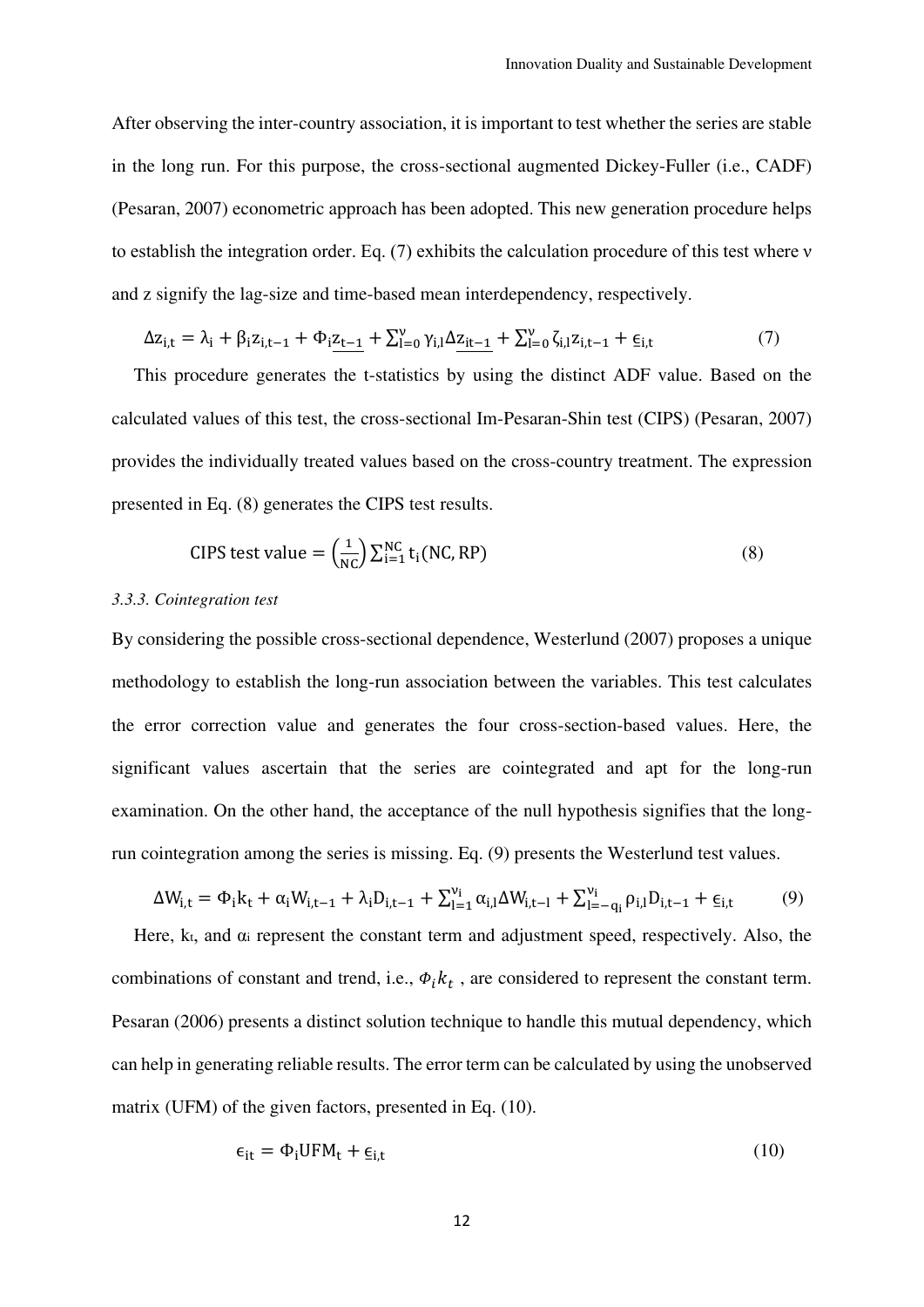After observing the inter-country association, it is important to test whether the series are stable in the long run. For this purpose, the cross-sectional augmented Dickey-Fuller (i.e., CADF) (Pesaran, 2007) econometric approach has been adopted. This new generation procedure helps to establish the integration order. Eq. (7) exhibits the calculation procedure of this test where ν and z signify the lag-size and time-based mean interdependency, respectively.

$$\Delta z_{i,t} = \lambda_i + \beta_i z_{i,t-1} + \Phi_i \underline{z_{t-1}} + \sum_{l=0}^{\nu} \gamma_{i,l} \Delta \underline{z_{it-1}} + \sum_{l=0}^{\nu} \zeta_{i,l} z_{i,t-1} + \epsilon_{i,t} \tag{7}$$

This procedure generates the t-statistics by using the distinct ADF value. Based on the calculated values of this test, the cross-sectional Im-Pesaran-Shin test (CIPS) (Pesaran, 2007) provides the individually treated values based on the cross-country treatment. The expression presented in Eq. (8) generates the CIPS test results.

$$\text{CIPS test value} = \left(\frac{1}{NC}\right) \sum_{i=1}^{NC} t_i(NC, RP) \tag{8}$$

### *3.3.3. Cointegration test*

By considering the possible cross-sectional dependence, Westerlund (2007) proposes a unique methodology to establish the long-run association between the variables. This test calculates the error correction value and generates the four cross-section-based values. Here, the significant values ascertain that the series are cointegrated and apt for the long-run examination. On the other hand, the acceptance of the null hypothesis signifies that the long-run cointegration among the series is missing. Eq. (9) presents the Westerlund test values.

$$\Delta W_{i,t} = \Phi_i k_t + \alpha_i W_{i,t-1} + \lambda_i D_{i,t-1} + \sum_{l=1}^{\nu_i} \alpha_{i,l} \Delta W_{i,t-l} + \sum_{l=-q_i}^{\nu_i} \rho_{i,l} D_{i,t-1} + \epsilon_{i,t} \tag{9}$$

Here, $k_t$, and $\alpha_i$ represent the constant term and adjustment speed, respectively. Also, the combinations of constant and trend, i.e., $\Phi_i k_t$ , are considered to represent the constant term. Pesaran (2006) presents a distinct solution technique to handle this mutual dependency, which can help in generating reliable results. The error term can be calculated by using the unobserved matrix (UFM) of the given factors, presented in Eq. (10).

$$\epsilon_{it} = \Phi_i \text{UFM}_t + \epsilon_{i,t} \tag{10}$$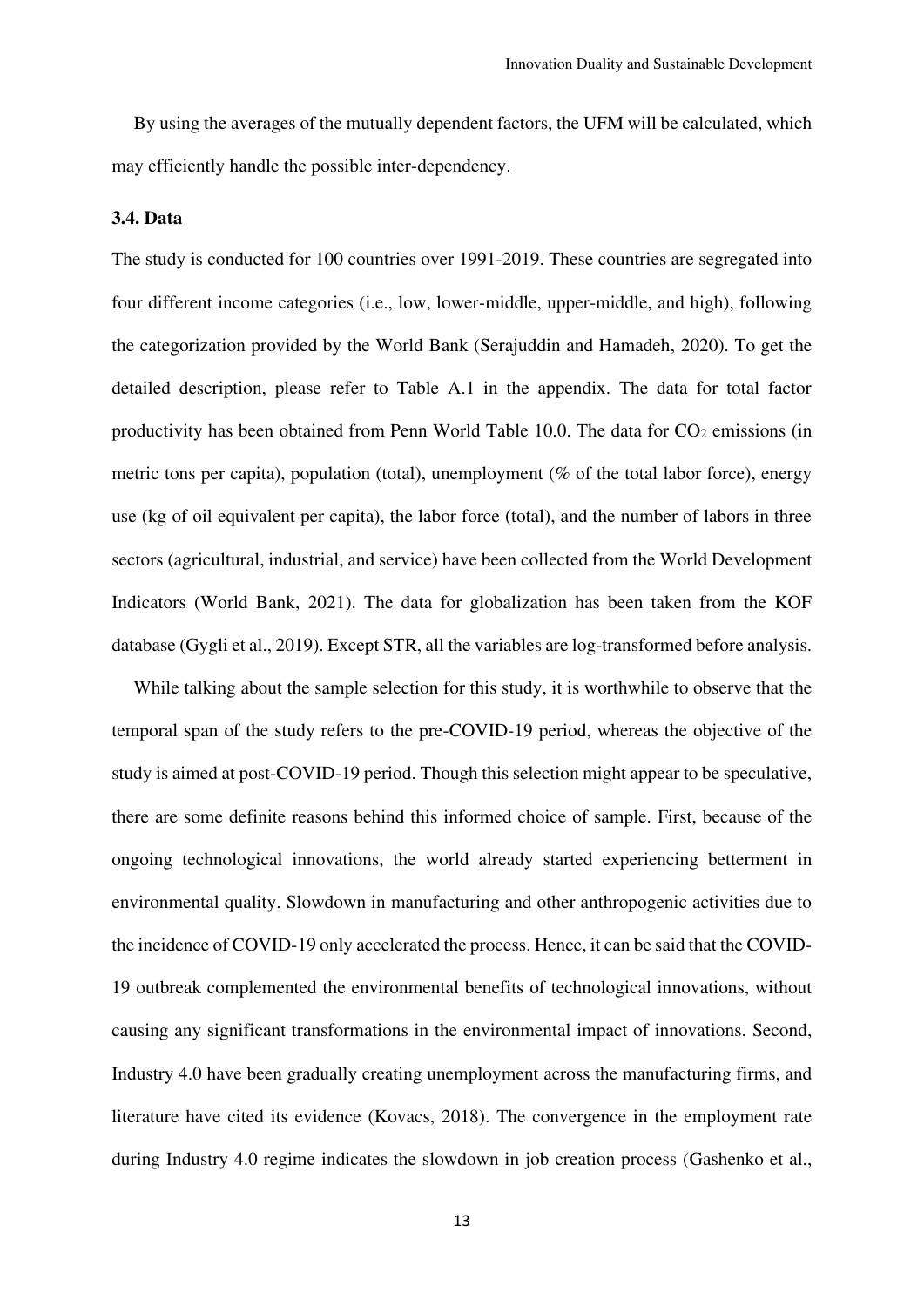By using the averages of the mutually dependent factors, the UFM will be calculated, which may efficiently handle the possible inter-dependency.

### 3.4. Data

The study is conducted for 100 countries over 1991-2019. These countries are segregated into four different income categories (i.e., low, lower-middle, upper-middle, and high), following the categorization provided by the World Bank (Serajuddin and Hamadeh, 2020). To get the detailed description, please refer to Table A.1 in the appendix. The data for total factor productivity has been obtained from Penn World Table 10.0. The data for $CO_2$ emissions (in metric tons per capita), population (total), unemployment (% of the total labor force), energy use (kg of oil equivalent per capita), the labor force (total), and the number of labors in three sectors (agricultural, industrial, and service) have been collected from the World Development Indicators (World Bank, 2021). The data for globalization has been taken from the KOF database (Gygli et al., 2019). Except STR, all the variables are log-transformed before analysis.

While talking about the sample selection for this study, it is worthwhile to observe that the temporal span of the study refers to the pre-COVID-19 period, whereas the objective of the study is aimed at post-COVID-19 period. Though this selection might appear to be speculative, there are some definite reasons behind this informed choice of sample. First, because of the ongoing technological innovations, the world already started experiencing betterment in environmental quality. Slowdown in manufacturing and other anthropogenic activities due to the incidence of COVID-19 only accelerated the process. Hence, it can be said that the COVID-19 outbreak complemented the environmental benefits of technological innovations, without causing any significant transformations in the environmental impact of innovations. Second, Industry 4.0 have been gradually creating unemployment across the manufacturing firms, and literature have cited its evidence (Kovacs, 2018). The convergence in the employment rate during Industry 4.0 regime indicates the slowdown in job creation process (Gashenko et al.,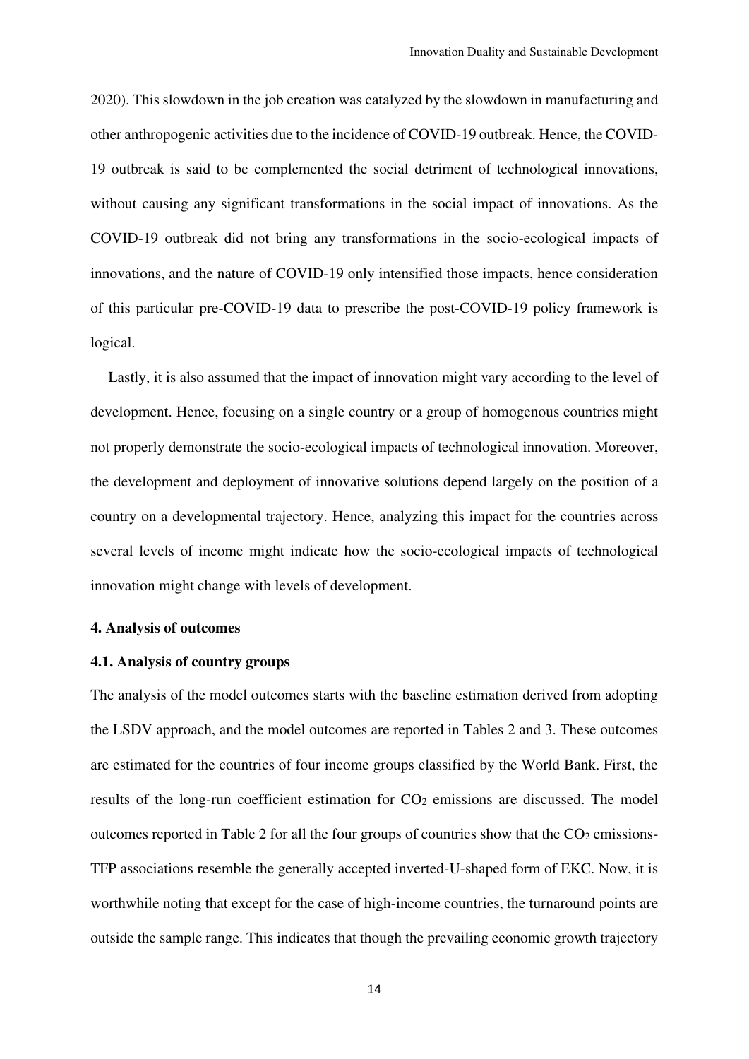2020). This slowdown in the job creation was catalyzed by the slowdown in manufacturing and other anthropogenic activities due to the incidence of COVID-19 outbreak. Hence, the COVID-19 outbreak is said to be complemented the social detriment of technological innovations, without causing any significant transformations in the social impact of innovations. As the COVID-19 outbreak did not bring any transformations in the socio-ecological impacts of innovations, and the nature of COVID-19 only intensified those impacts, hence consideration of this particular pre-COVID-19 data to prescribe the post-COVID-19 policy framework is logical.

Lastly, it is also assumed that the impact of innovation might vary according to the level of development. Hence, focusing on a single country or a group of homogenous countries might not properly demonstrate the socio-ecological impacts of technological innovation. Moreover, the development and deployment of innovative solutions depend largely on the position of a country on a developmental trajectory. Hence, analyzing this impact for the countries across several levels of income might indicate how the socio-ecological impacts of technological innovation might change with levels of development.

## 4. Analysis of outcomes

### 4.1. Analysis of country groups

The analysis of the model outcomes starts with the baseline estimation derived from adopting the LSDV approach, and the model outcomes are reported in Tables 2 and 3. These outcomes are estimated for the countries of four income groups classified by the World Bank. First, the results of the long-run coefficient estimation for $CO_2$ emissions are discussed. The model outcomes reported in Table 2 for all the four groups of countries show that the $CO_2$ emissions-TFP associations resemble the generally accepted inverted-U-shaped form of EKC. Now, it is worthwhile noting that except for the case of high-income countries, the turnaround points are outside the sample range. This indicates that though the prevailing economic growth trajectory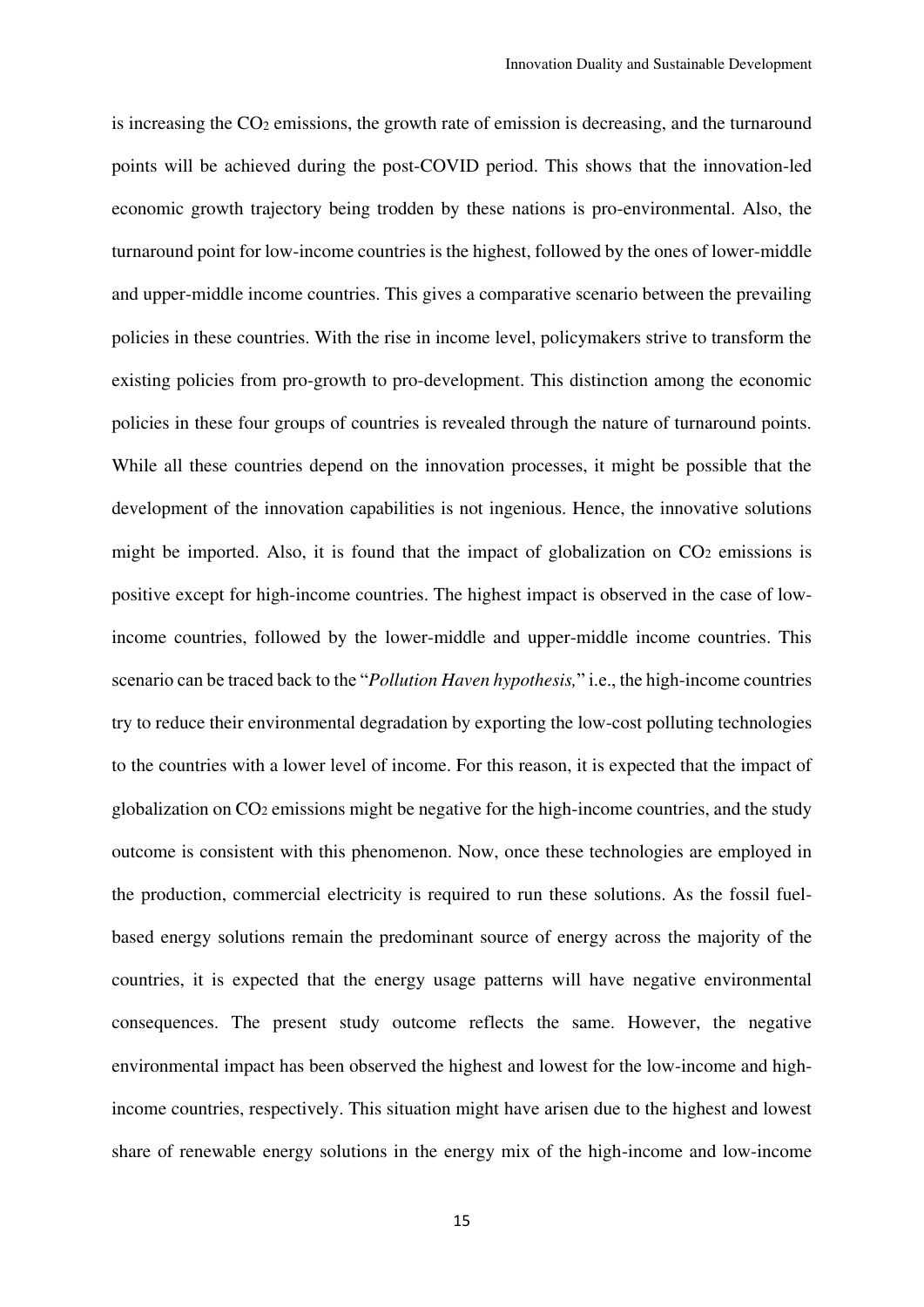is increasing the $CO_2$ emissions, the growth rate of emission is decreasing, and the turnaround points will be achieved during the post-COVID period. This shows that the innovation-led economic growth trajectory being trodden by these nations is pro-environmental. Also, the turnaround point for low-income countries is the highest, followed by the ones of lower-middle and upper-middle income countries. This gives a comparative scenario between the prevailing policies in these countries. With the rise in income level, policymakers strive to transform the existing policies from pro-growth to pro-development. This distinction among the economic policies in these four groups of countries is revealed through the nature of turnaround points. While all these countries depend on the innovation processes, it might be possible that the development of the innovation capabilities is not ingenious. Hence, the innovative solutions might be imported. Also, it is found that the impact of globalization on $CO_2$ emissions is positive except for high-income countries. The highest impact is observed in the case of low-income countries, followed by the lower-middle and upper-middle income countries. This scenario can be traced back to the "*Pollution Haven hypothesis,*" i.e., the high-income countries try to reduce their environmental degradation by exporting the low-cost polluting technologies to the countries with a lower level of income. For this reason, it is expected that the impact of globalization on $CO_2$ emissions might be negative for the high-income countries, and the study outcome is consistent with this phenomenon. Now, once these technologies are employed in the production, commercial electricity is required to run these solutions. As the fossil fuel-based energy solutions remain the predominant source of energy across the majority of the countries, it is expected that the energy usage patterns will have negative environmental consequences. The present study outcome reflects the same. However, the negative environmental impact has been observed the highest and lowest for the low-income and high-income countries, respectively. This situation might have arisen due to the highest and lowest share of renewable energy solutions in the energy mix of the high-income and low-income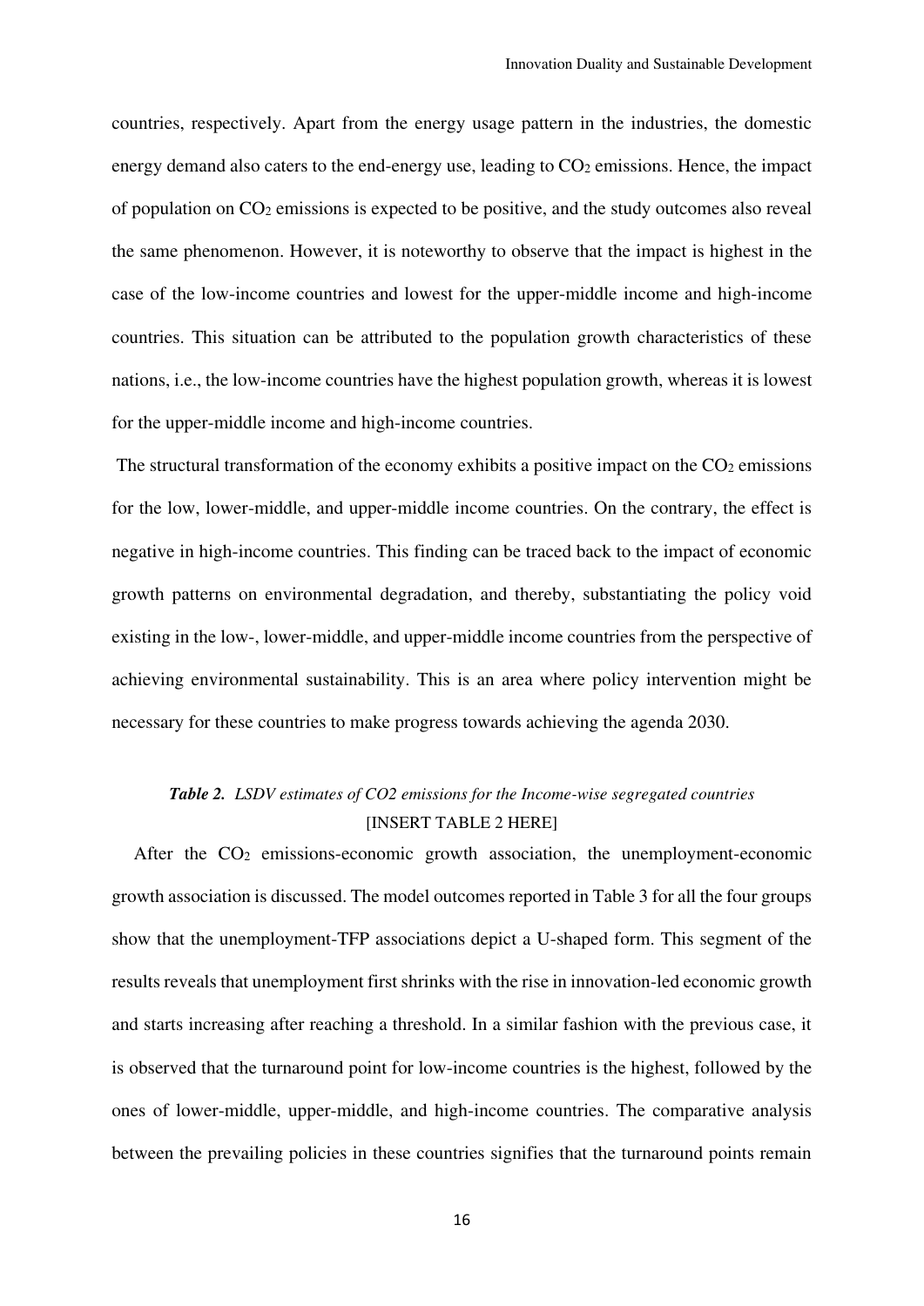countries, respectively. Apart from the energy usage pattern in the industries, the domestic energy demand also caters to the end-energy use, leading to $CO_2$ emissions. Hence, the impact of population on $CO_2$ emissions is expected to be positive, and the study outcomes also reveal the same phenomenon. However, it is noteworthy to observe that the impact is highest in the case of the low-income countries and lowest for the upper-middle income and high-income countries. This situation can be attributed to the population growth characteristics of these nations, i.e., the low-income countries have the highest population growth, whereas it is lowest for the upper-middle income and high-income countries.

The structural transformation of the economy exhibits a positive impact on the $CO_2$ emissions for the low, lower-middle, and upper-middle income countries. On the contrary, the effect is negative in high-income countries. This finding can be traced back to the impact of economic growth patterns on environmental degradation, and thereby, substantiating the policy void existing in the low-, lower-middle, and upper-middle income countries from the perspective of achieving environmental sustainability. This is an area where policy intervention might be necessary for these countries to make progress towards achieving the agenda 2030.

***Table 2.** LSDV estimates of CO2 emissions for the Income-wise segregated countries*

[INSERT TABLE 2 HERE]

After the $CO_2$ emissions-economic growth association, the unemployment-economic growth association is discussed. The model outcomes reported in Table 3 for all the four groups show that the unemployment-TFP associations depict a U-shaped form. This segment of the results reveals that unemployment first shrinks with the rise in innovation-led economic growth and starts increasing after reaching a threshold. In a similar fashion with the previous case, it is observed that the turnaround point for low-income countries is the highest, followed by the ones of lower-middle, upper-middle, and high-income countries. The comparative analysis between the prevailing policies in these countries signifies that the turnaround points remain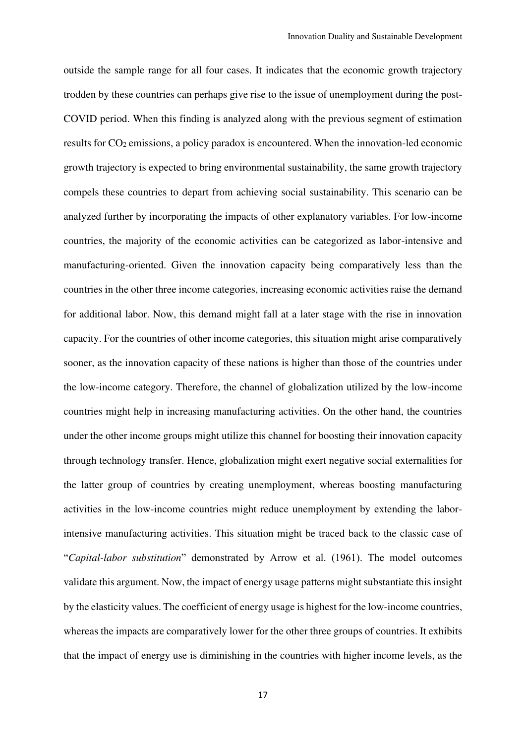outside the sample range for all four cases. It indicates that the economic growth trajectory trodden by these countries can perhaps give rise to the issue of unemployment during the post-COVID period. When this finding is analyzed along with the previous segment of estimation results for $CO_2$ emissions, a policy paradox is encountered. When the innovation-led economic growth trajectory is expected to bring environmental sustainability, the same growth trajectory compels these countries to depart from achieving social sustainability. This scenario can be analyzed further by incorporating the impacts of other explanatory variables. For low-income countries, the majority of the economic activities can be categorized as labor-intensive and manufacturing-oriented. Given the innovation capacity being comparatively less than the countries in the other three income categories, increasing economic activities raise the demand for additional labor. Now, this demand might fall at a later stage with the rise in innovation capacity. For the countries of other income categories, this situation might arise comparatively sooner, as the innovation capacity of these nations is higher than those of the countries under the low-income category. Therefore, the channel of globalization utilized by the low-income countries might help in increasing manufacturing activities. On the other hand, the countries under the other income groups might utilize this channel for boosting their innovation capacity through technology transfer. Hence, globalization might exert negative social externalities for the latter group of countries by creating unemployment, whereas boosting manufacturing activities in the low-income countries might reduce unemployment by extending the labor-intensive manufacturing activities. This situation might be traced back to the classic case of "*Capital-labor substitution*" demonstrated by Arrow et al. (1961). The model outcomes validate this argument. Now, the impact of energy usage patterns might substantiate this insight by the elasticity values. The coefficient of energy usage is highest for the low-income countries, whereas the impacts are comparatively lower for the other three groups of countries. It exhibits that the impact of energy use is diminishing in the countries with higher income levels, as the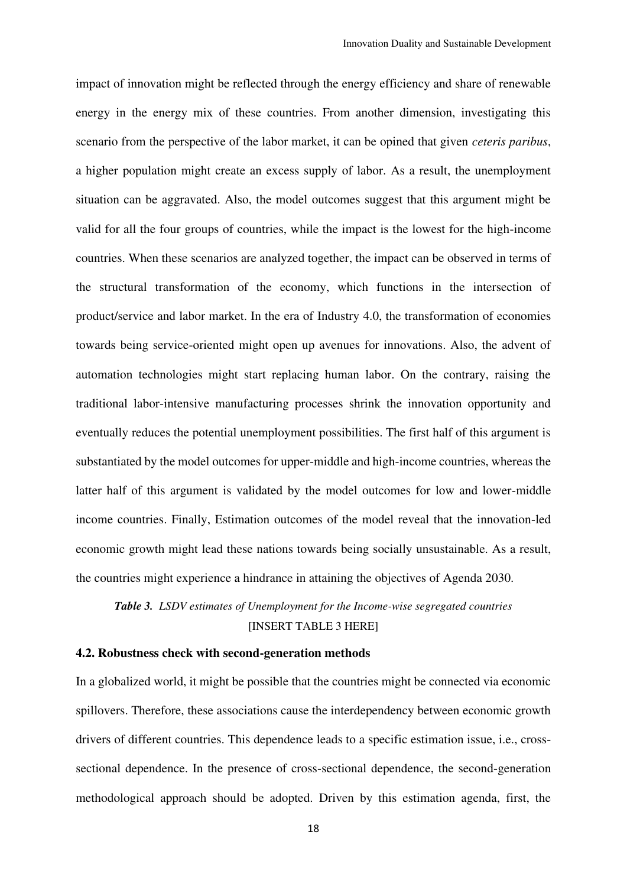impact of innovation might be reflected through the energy efficiency and share of renewable energy in the energy mix of these countries. From another dimension, investigating this scenario from the perspective of the labor market, it can be opined that given *ceteris paribus*, a higher population might create an excess supply of labor. As a result, the unemployment situation can be aggravated. Also, the model outcomes suggest that this argument might be valid for all the four groups of countries, while the impact is the lowest for the high-income countries. When these scenarios are analyzed together, the impact can be observed in terms of the structural transformation of the economy, which functions in the intersection of product/service and labor market. In the era of Industry 4.0, the transformation of economies towards being service-oriented might open up avenues for innovations. Also, the advent of automation technologies might start replacing human labor. On the contrary, raising the traditional labor-intensive manufacturing processes shrink the innovation opportunity and eventually reduces the potential unemployment possibilities. The first half of this argument is substantiated by the model outcomes for upper-middle and high-income countries, whereas the latter half of this argument is validated by the model outcomes for low and lower-middle income countries. Finally, Estimation outcomes of the model reveal that the innovation-led economic growth might lead these nations towards being socially unsustainable. As a result, the countries might experience a hindrance in attaining the objectives of Agenda 2030.

***Table 3.*** *LSDV estimates of Unemployment for the Income-wise segregated countries*

[INSERT TABLE 3 HERE]

### 4.2. Robustness check with second-generation methods

In a globalized world, it might be possible that the countries might be connected via economic spillovers. Therefore, these associations cause the interdependency between economic growth drivers of different countries. This dependence leads to a specific estimation issue, i.e., cross-sectional dependence. In the presence of cross-sectional dependence, the second-generation methodological approach should be adopted. Driven by this estimation agenda, first, the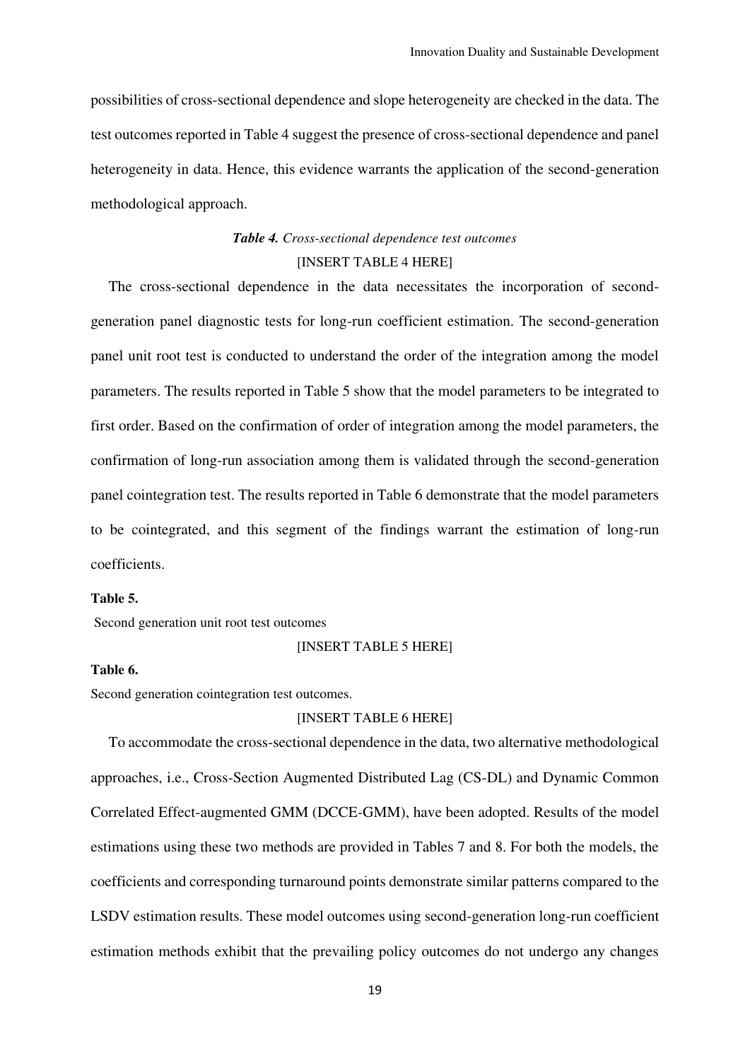possibilities of cross-sectional dependence and slope heterogeneity are checked in the data. The test outcomes reported in Table 4 suggest the presence of cross-sectional dependence and panel heterogeneity in data. Hence, this evidence warrants the application of the second-generation methodological approach.

***Table 4.*** *Cross-sectional dependence test outcomes*

[INSERT TABLE 4 HERE]

The cross-sectional dependence in the data necessitates the incorporation of second-generation panel diagnostic tests for long-run coefficient estimation. The second-generation panel unit root test is conducted to understand the order of the integration among the model parameters. The results reported in Table 5 show that the model parameters to be integrated to first order. Based on the confirmation of order of integration among the model parameters, the confirmation of long-run association among them is validated through the second-generation panel cointegration test. The results reported in Table 6 demonstrate that the model parameters to be cointegrated, and this segment of the findings warrant the estimation of long-run coefficients.

**Table 5.**

Second generation unit root test outcomes

[INSERT TABLE 5 HERE]

**Table 6.**

Second generation cointegration test outcomes.

[INSERT TABLE 6 HERE]

To accommodate the cross-sectional dependence in the data, two alternative methodological approaches, i.e., Cross-Section Augmented Distributed Lag (CS-DL) and Dynamic Common Correlated Effect-augmented GMM (DCCE-GMM), have been adopted. Results of the model estimations using these two methods are provided in Tables 7 and 8. For both the models, the coefficients and corresponding turnaround points demonstrate similar patterns compared to the LSDV estimation results. These model outcomes using second-generation long-run coefficient estimation methods exhibit that the prevailing policy outcomes do not undergo any changes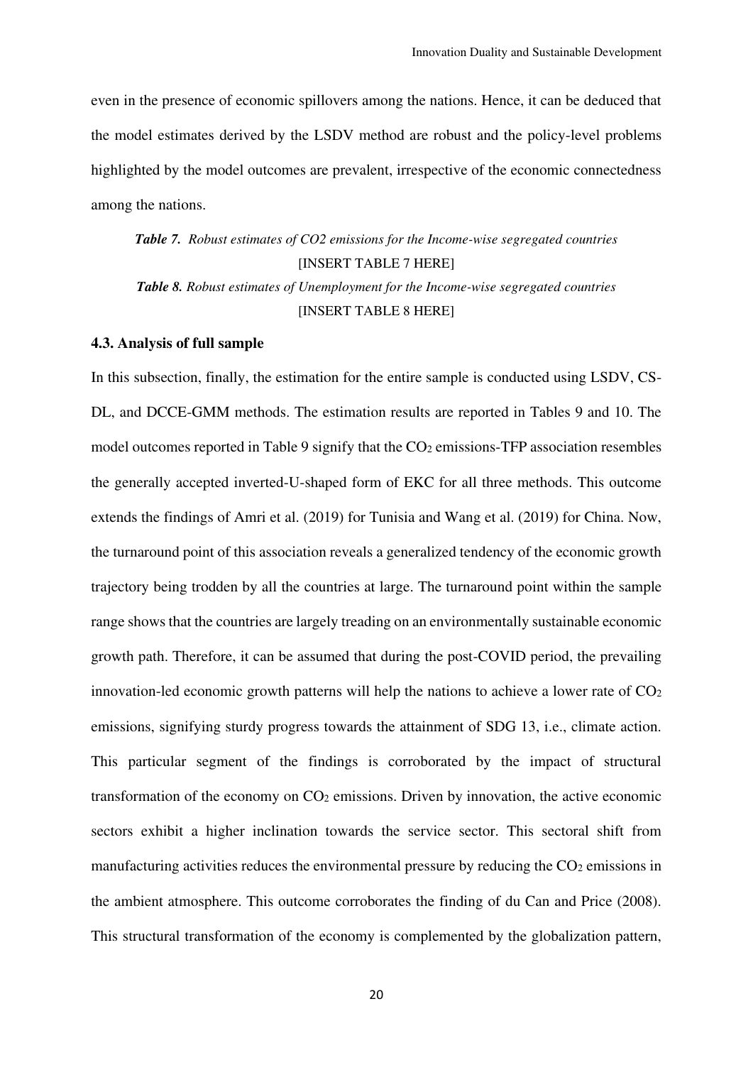even in the presence of economic spillovers among the nations. Hence, it can be deduced that the model estimates derived by the LSDV method are robust and the policy-level problems highlighted by the model outcomes are prevalent, irrespective of the economic connectedness among the nations.

***Table 7.*** *Robust estimates of CO2 emissions for the Income-wise segregated countries*

[INSERT TABLE 7 HERE]

***Table 8.*** *Robust estimates of Unemployment for the Income-wise segregated countries*

[INSERT TABLE 8 HERE]

### 4.3. Analysis of full sample

In this subsection, finally, the estimation for the entire sample is conducted using LSDV, CS-DL, and DCCE-GMM methods. The estimation results are reported in Tables 9 and 10. The model outcomes reported in Table 9 signify that the $CO_2$ emissions-TFP association resembles the generally accepted inverted-U-shaped form of EKC for all three methods. This outcome extends the findings of Amri et al. (2019) for Tunisia and Wang et al. (2019) for China. Now, the turnaround point of this association reveals a generalized tendency of the economic growth trajectory being trodden by all the countries at large. The turnaround point within the sample range shows that the countries are largely treading on an environmentally sustainable economic growth path. Therefore, it can be assumed that during the post-COVID period, the prevailing innovation-led economic growth patterns will help the nations to achieve a lower rate of $CO_2$ emissions, signifying sturdy progress towards the attainment of SDG 13, i.e., climate action. This particular segment of the findings is corroborated by the impact of structural transformation of the economy on $CO_2$ emissions. Driven by innovation, the active economic sectors exhibit a higher inclination towards the service sector. This sectoral shift from manufacturing activities reduces the environmental pressure by reducing the $CO_2$ emissions in the ambient atmosphere. This outcome corroborates the finding of du Can and Price (2008). This structural transformation of the economy is complemented by the globalization pattern,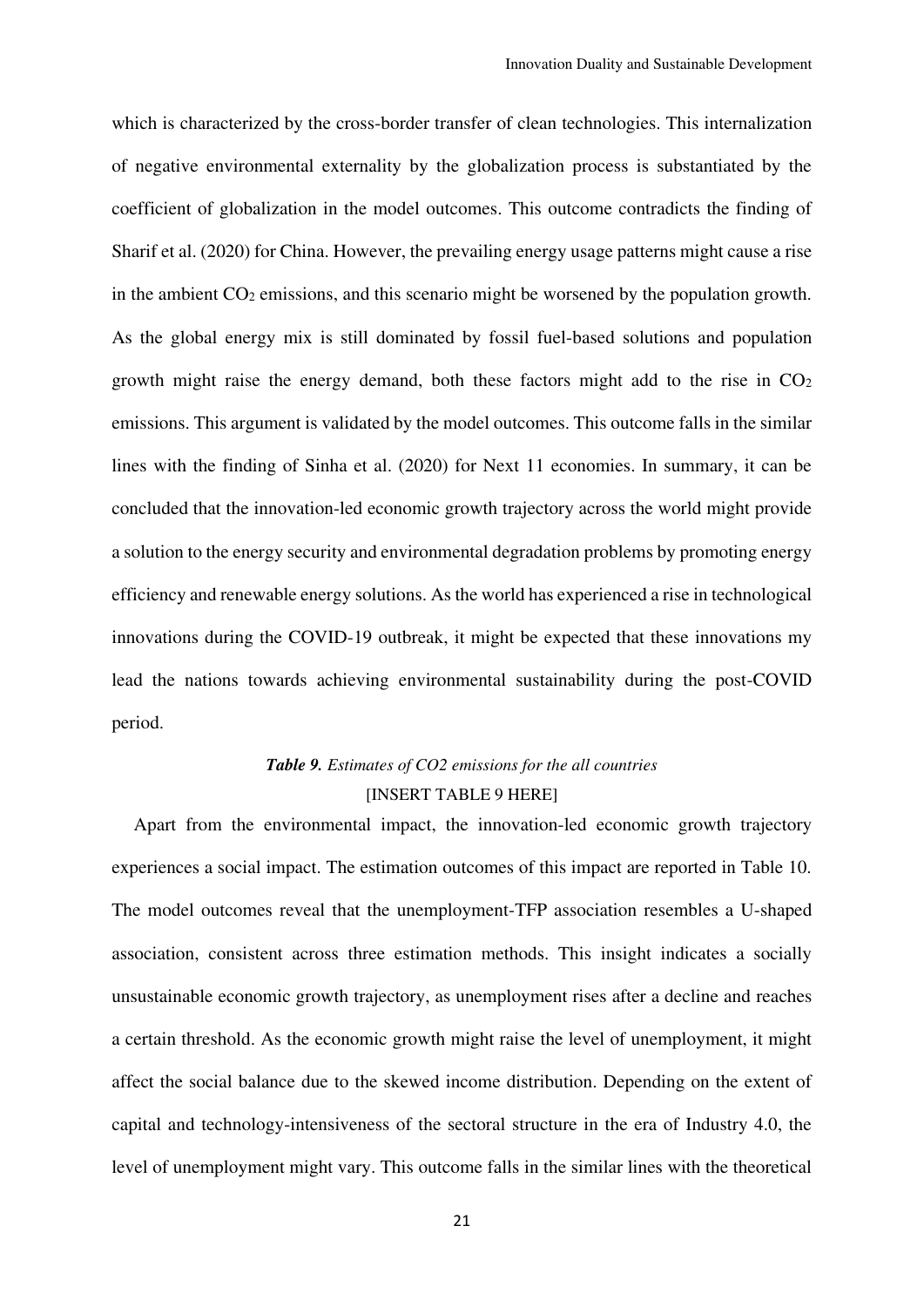which is characterized by the cross-border transfer of clean technologies. This internalization of negative environmental externality by the globalization process is substantiated by the coefficient of globalization in the model outcomes. This outcome contradicts the finding of Sharif et al. (2020) for China. However, the prevailing energy usage patterns might cause a rise in the ambient $CO_2$ emissions, and this scenario might be worsened by the population growth. As the global energy mix is still dominated by fossil fuel-based solutions and population growth might raise the energy demand, both these factors might add to the rise in $CO_2$ emissions. This argument is validated by the model outcomes. This outcome falls in the similar lines with the finding of Sinha et al. (2020) for Next 11 economies. In summary, it can be concluded that the innovation-led economic growth trajectory across the world might provide a solution to the energy security and environmental degradation problems by promoting energy efficiency and renewable energy solutions. As the world has experienced a rise in technological innovations during the COVID-19 outbreak, it might be expected that these innovations my lead the nations towards achieving environmental sustainability during the post-COVID period.

***Table 9.*** *Estimates of CO2 emissions for the all countries*

[INSERT TABLE 9 HERE]

Apart from the environmental impact, the innovation-led economic growth trajectory experiences a social impact. The estimation outcomes of this impact are reported in Table 10. The model outcomes reveal that the unemployment-TFP association resembles a U-shaped association, consistent across three estimation methods. This insight indicates a socially unsustainable economic growth trajectory, as unemployment rises after a decline and reaches a certain threshold. As the economic growth might raise the level of unemployment, it might affect the social balance due to the skewed income distribution. Depending on the extent of capital and technology-intensiveness of the sectoral structure in the era of Industry 4.0, the level of unemployment might vary. This outcome falls in the similar lines with the theoretical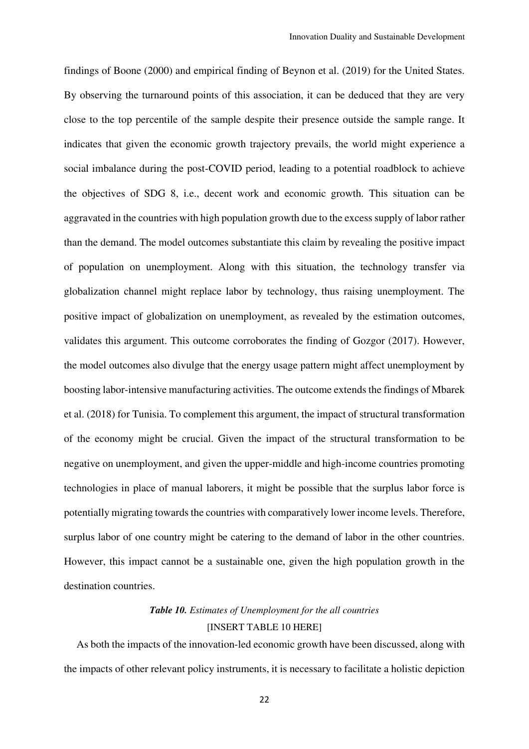findings of Boone (2000) and empirical finding of Beynon et al. (2019) for the United States. By observing the turnaround points of this association, it can be deduced that they are very close to the top percentile of the sample despite their presence outside the sample range. It indicates that given the economic growth trajectory prevails, the world might experience a social imbalance during the post-COVID period, leading to a potential roadblock to achieve the objectives of SDG 8, i.e., decent work and economic growth. This situation can be aggravated in the countries with high population growth due to the excess supply of labor rather than the demand. The model outcomes substantiate this claim by revealing the positive impact of population on unemployment. Along with this situation, the technology transfer via globalization channel might replace labor by technology, thus raising unemployment. The positive impact of globalization on unemployment, as revealed by the estimation outcomes, validates this argument. This outcome corroborates the finding of Gozgor (2017). However, the model outcomes also divulge that the energy usage pattern might affect unemployment by boosting labor-intensive manufacturing activities. The outcome extends the findings of Mbarek et al. (2018) for Tunisia. To complement this argument, the impact of structural transformation of the economy might be crucial. Given the impact of the structural transformation to be negative on unemployment, and given the upper-middle and high-income countries promoting technologies in place of manual laborers, it might be possible that the surplus labor force is potentially migrating towards the countries with comparatively lower income levels. Therefore, surplus labor of one country might be catering to the demand of labor in the other countries. However, this impact cannot be a sustainable one, given the high population growth in the destination countries.

***Table 10.*** *Estimates of Unemployment for the all countries*

[INSERT TABLE 10 HERE]

As both the impacts of the innovation-led economic growth have been discussed, along with the impacts of other relevant policy instruments, it is necessary to facilitate a holistic depiction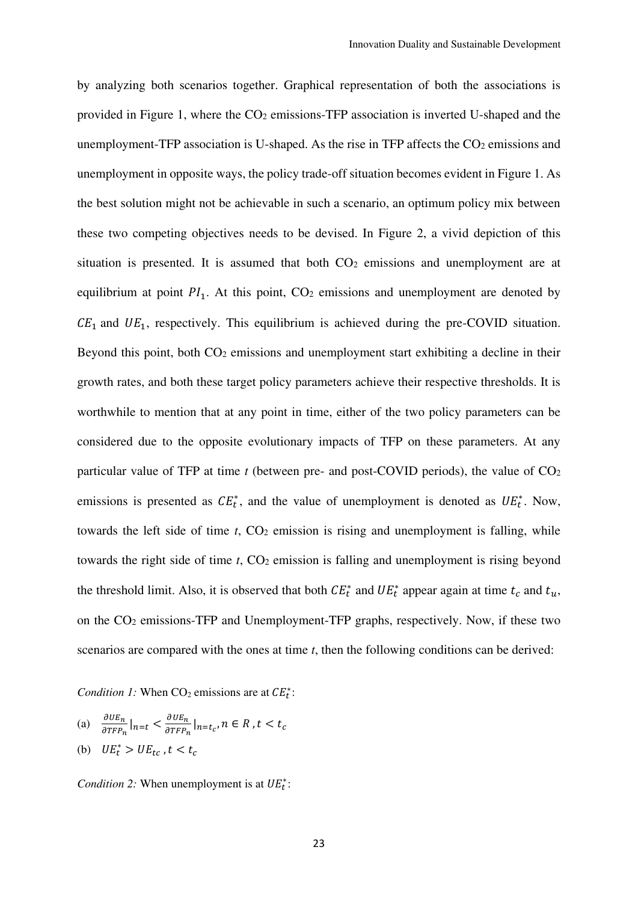by analyzing both scenarios together. Graphical representation of both the associations is provided in Figure 1, where the $CO_2$ emissions-TFP association is inverted U-shaped and the unemployment-TFP association is U-shaped. As the rise in TFP affects the $CO_2$ emissions and unemployment in opposite ways, the policy trade-off situation becomes evident in Figure 1. As the best solution might not be achievable in such a scenario, an optimum policy mix between these two competing objectives needs to be devised. In Figure 2, a vivid depiction of this situation is presented. It is assumed that both $CO_2$ emissions and unemployment are at equilibrium at point $PI_1$. At this point, $CO_2$ emissions and unemployment are denoted by $CE_1$ and $UE_1$, respectively. This equilibrium is achieved during the pre-COVID situation. Beyond this point, both $CO_2$ emissions and unemployment start exhibiting a decline in their growth rates, and both these target policy parameters achieve their respective thresholds. It is worthwhile to mention that at any point in time, either of the two policy parameters can be considered due to the opposite evolutionary impacts of TFP on these parameters. At any particular value of TFP at time *t* (between pre- and post-COVID periods), the value of $CO_2$ emissions is presented as $CE_t^*$, and the value of unemployment is denoted as $UE_t^*$. Now, towards the left side of time *t*, $CO_2$ emission is rising and unemployment is falling, while towards the right side of time *t*, $CO_2$ emission is falling and unemployment is rising beyond the threshold limit. Also, it is observed that both $CE_t^*$ and $UE_t^*$ appear again at time $t_c$ and $t_u$, on the $CO_2$ emissions-TFP and Unemployment-TFP graphs, respectively. Now, if these two scenarios are compared with the ones at time *t*, then the following conditions can be derived:

*Condition 1:* When $CO_2$ emissions are at $CE_t^*$:

(a) $\frac{\partial UE_n}{\partial TFP_n}|_{n=t} < \frac{\partial UE_n}{\partial TFP_n}|_{n=t_c}, n \in R , t < t_c$

(b) $UE_t^* > UE_{tc} , t < t_c$

*Condition 2:* When unemployment is at $UE_t^*$: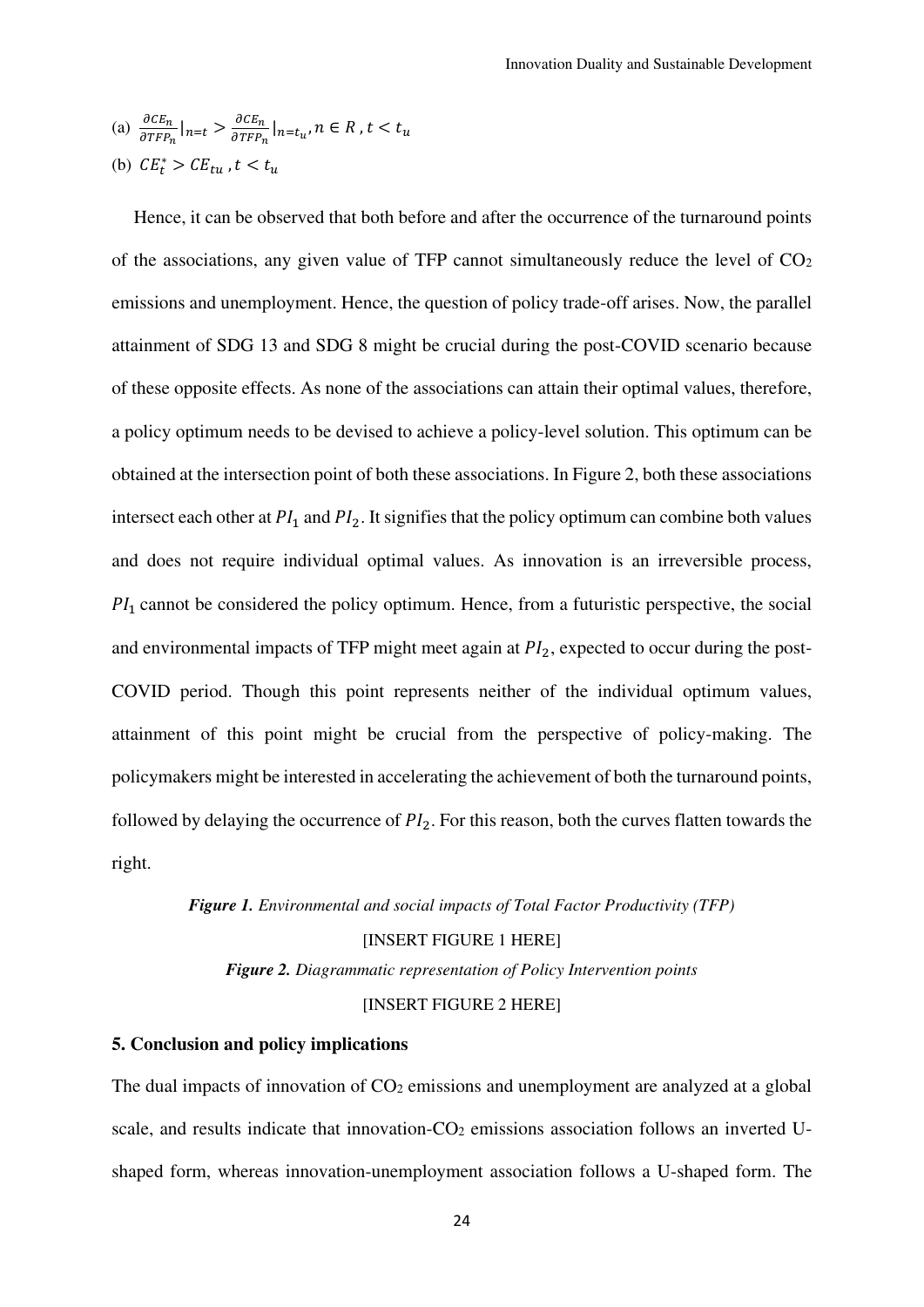(a) $\frac{\partial CE_n}{\partial TFP_n}|_{n=t} > \frac{\partial CE_n}{\partial TFP_n}|_{n=t_u}, n \in R, t < t_u$

(b) $CE_t^* > CE_{tu}, t < t_u$

Hence, it can be observed that both before and after the occurrence of the turnaround points of the associations, any given value of TFP cannot simultaneously reduce the level of $CO_2$ emissions and unemployment. Hence, the question of policy trade-off arises. Now, the parallel attainment of SDG 13 and SDG 8 might be crucial during the post-COVID scenario because of these opposite effects. As none of the associations can attain their optimal values, therefore, a policy optimum needs to be devised to achieve a policy-level solution. This optimum can be obtained at the intersection point of both these associations. In Figure 2, both these associations intersect each other at $PI_1$ and $PI_2$. It signifies that the policy optimum can combine both values and does not require individual optimal values. As innovation is an irreversible process, $PI_1$ cannot be considered the policy optimum. Hence, from a futuristic perspective, the social and environmental impacts of TFP might meet again at $PI_2$, expected to occur during the post-COVID period. Though this point represents neither of the individual optimum values, attainment of this point might be crucial from the perspective of policy-making. The policymakers might be interested in accelerating the achievement of both the turnaround points, followed by delaying the occurrence of $PI_2$. For this reason, both the curves flatten towards the right.

***Figure 1.*** *Environmental and social impacts of Total Factor Productivity (TFP)*

[INSERT FIGURE 1 HERE]

***Figure 2.*** *Diagrammatic representation of Policy Intervention points*

[INSERT FIGURE 2 HERE]

## 5. Conclusion and policy implications

The dual impacts of innovation of $CO_2$ emissions and unemployment are analyzed at a global scale, and results indicate that innovation-$CO_2$ emissions association follows an inverted U-shaped form, whereas innovation-unemployment association follows a U-shaped form. The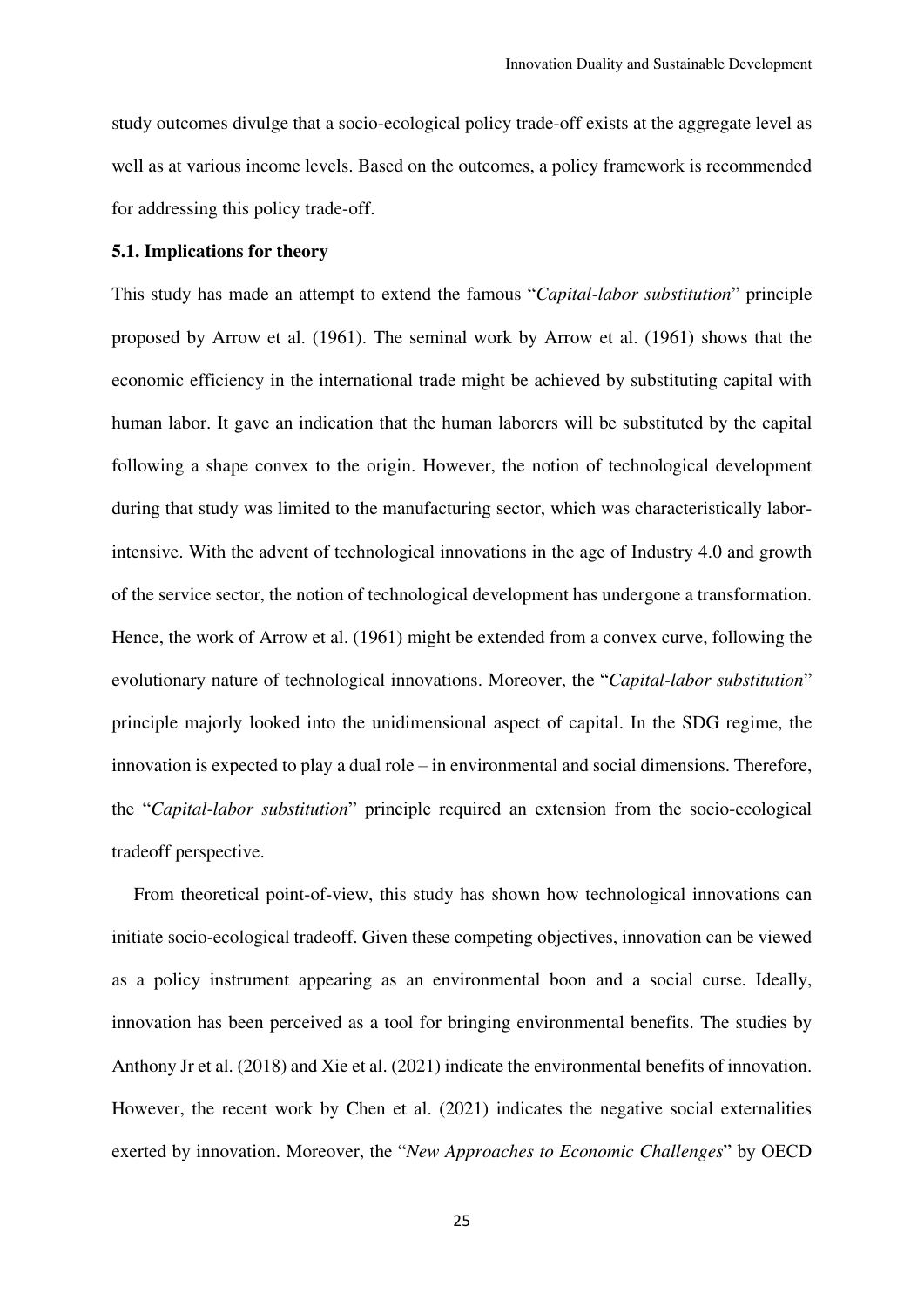study outcomes divulge that a socio-ecological policy trade-off exists at the aggregate level as well as at various income levels. Based on the outcomes, a policy framework is recommended for addressing this policy trade-off.

### 5.1. Implications for theory

This study has made an attempt to extend the famous "*Capital-labor substitution*" principle proposed by Arrow et al. (1961). The seminal work by Arrow et al. (1961) shows that the economic efficiency in the international trade might be achieved by substituting capital with human labor. It gave an indication that the human laborers will be substituted by the capital following a shape convex to the origin. However, the notion of technological development during that study was limited to the manufacturing sector, which was characteristically labor-intensive. With the advent of technological innovations in the age of Industry 4.0 and growth of the service sector, the notion of technological development has undergone a transformation. Hence, the work of Arrow et al. (1961) might be extended from a convex curve, following the evolutionary nature of technological innovations. Moreover, the "*Capital-labor substitution*" principle majorly looked into the unidimensional aspect of capital. In the SDG regime, the innovation is expected to play a dual role – in environmental and social dimensions. Therefore, the "*Capital-labor substitution*" principle required an extension from the socio-ecological tradeoff perspective.

From theoretical point-of-view, this study has shown how technological innovations can initiate socio-ecological tradeoff. Given these competing objectives, innovation can be viewed as a policy instrument appearing as an environmental boon and a social curse. Ideally, innovation has been perceived as a tool for bringing environmental benefits. The studies by Anthony Jr et al. (2018) and Xie et al. (2021) indicate the environmental benefits of innovation. However, the recent work by Chen et al. (2021) indicates the negative social externalities exerted by innovation. Moreover, the "*New Approaches to Economic Challenges*" by OECD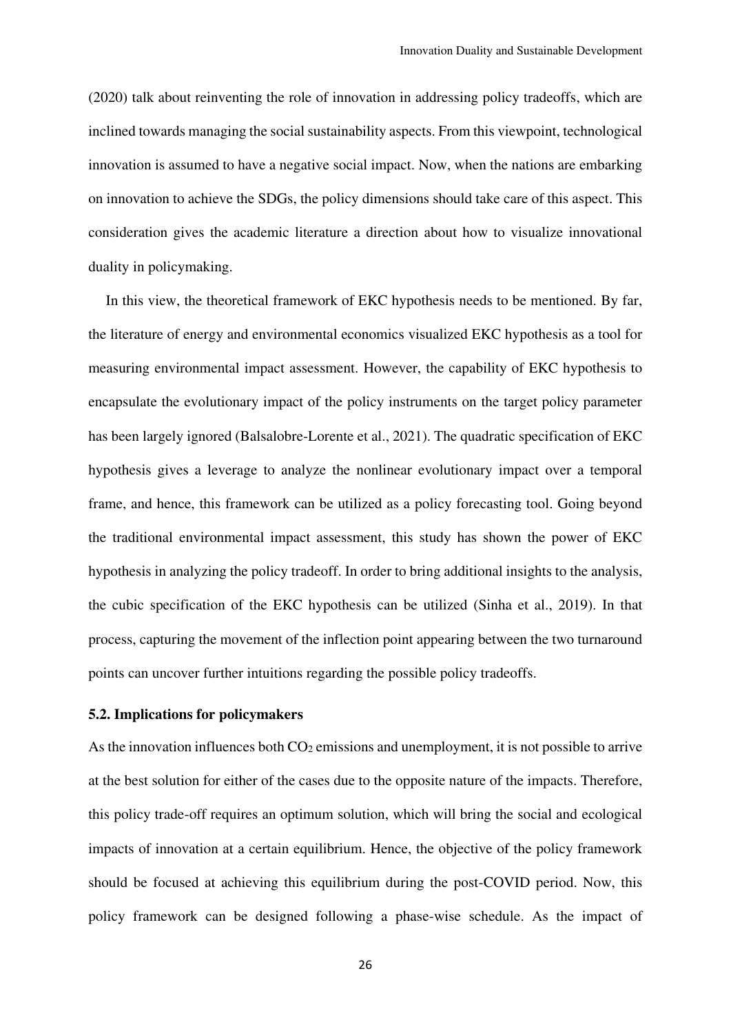(2020) talk about reinventing the role of innovation in addressing policy tradeoffs, which are inclined towards managing the social sustainability aspects. From this viewpoint, technological innovation is assumed to have a negative social impact. Now, when the nations are embarking on innovation to achieve the SDGs, the policy dimensions should take care of this aspect. This consideration gives the academic literature a direction about how to visualize innovational duality in policymaking.

In this view, the theoretical framework of EKC hypothesis needs to be mentioned. By far, the literature of energy and environmental economics visualized EKC hypothesis as a tool for measuring environmental impact assessment. However, the capability of EKC hypothesis to encapsulate the evolutionary impact of the policy instruments on the target policy parameter has been largely ignored (Balsalobre-Lorente et al., 2021). The quadratic specification of EKC hypothesis gives a leverage to analyze the nonlinear evolutionary impact over a temporal frame, and hence, this framework can be utilized as a policy forecasting tool. Going beyond the traditional environmental impact assessment, this study has shown the power of EKC hypothesis in analyzing the policy tradeoff. In order to bring additional insights to the analysis, the cubic specification of the EKC hypothesis can be utilized (Sinha et al., 2019). In that process, capturing the movement of the inflection point appearing between the two turnaround points can uncover further intuitions regarding the possible policy tradeoffs.

### 5.2. Implications for policymakers

As the innovation influences both $CO_2$ emissions and unemployment, it is not possible to arrive at the best solution for either of the cases due to the opposite nature of the impacts. Therefore, this policy trade-off requires an optimum solution, which will bring the social and ecological impacts of innovation at a certain equilibrium. Hence, the objective of the policy framework should be focused at achieving this equilibrium during the post-COVID period. Now, this policy framework can be designed following a phase-wise schedule. As the impact of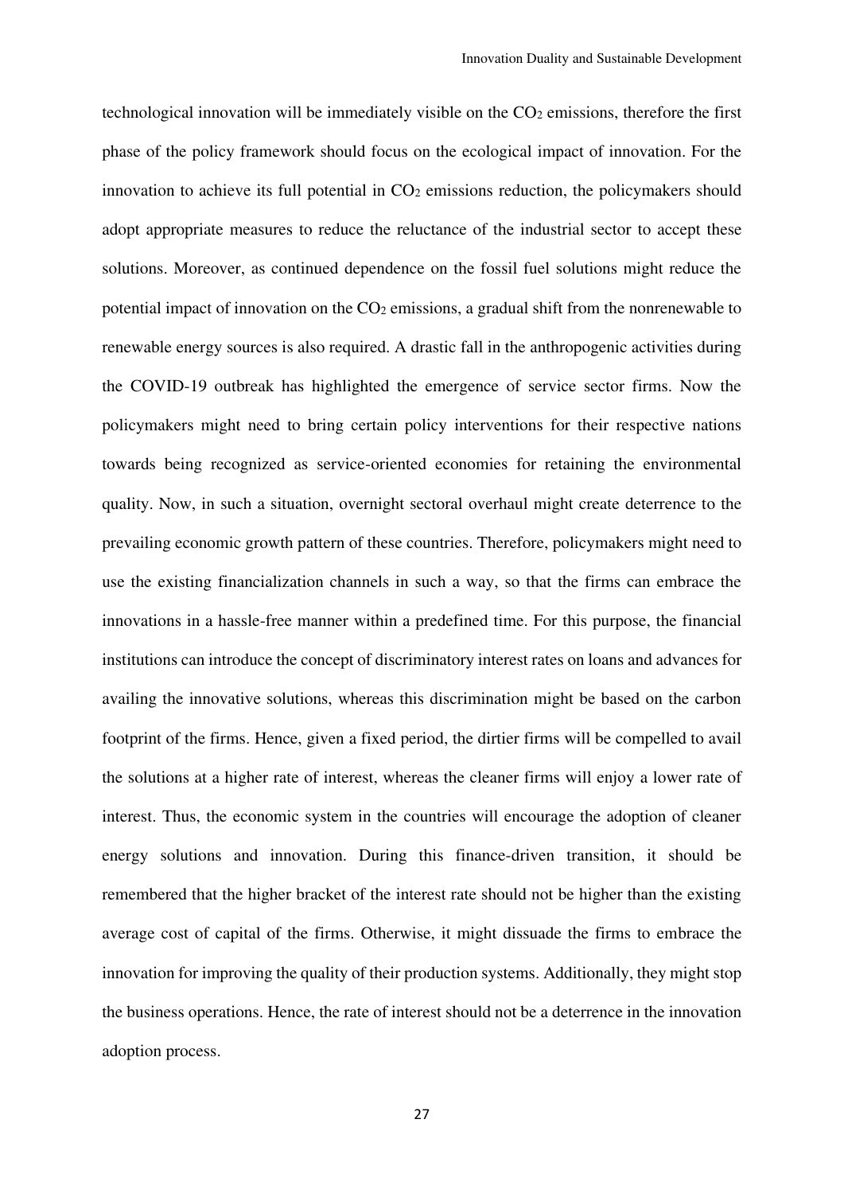technological innovation will be immediately visible on the $CO_2$ emissions, therefore the first phase of the policy framework should focus on the ecological impact of innovation. For the innovation to achieve its full potential in $CO_2$ emissions reduction, the policymakers should adopt appropriate measures to reduce the reluctance of the industrial sector to accept these solutions. Moreover, as continued dependence on the fossil fuel solutions might reduce the potential impact of innovation on the $CO_2$ emissions, a gradual shift from the nonrenewable to renewable energy sources is also required. A drastic fall in the anthropogenic activities during the COVID-19 outbreak has highlighted the emergence of service sector firms. Now the policymakers might need to bring certain policy interventions for their respective nations towards being recognized as service-oriented economies for retaining the environmental quality. Now, in such a situation, overnight sectoral overhaul might create deterrence to the prevailing economic growth pattern of these countries. Therefore, policymakers might need to use the existing financialization channels in such a way, so that the firms can embrace the innovations in a hassle-free manner within a predefined time. For this purpose, the financial institutions can introduce the concept of discriminatory interest rates on loans and advances for availing the innovative solutions, whereas this discrimination might be based on the carbon footprint of the firms. Hence, given a fixed period, the dirtier firms will be compelled to avail the solutions at a higher rate of interest, whereas the cleaner firms will enjoy a lower rate of interest. Thus, the economic system in the countries will encourage the adoption of cleaner energy solutions and innovation. During this finance-driven transition, it should be remembered that the higher bracket of the interest rate should not be higher than the existing average cost of capital of the firms. Otherwise, it might dissuade the firms to embrace the innovation for improving the quality of their production systems. Additionally, they might stop the business operations. Hence, the rate of interest should not be a deterrence in the innovation adoption process.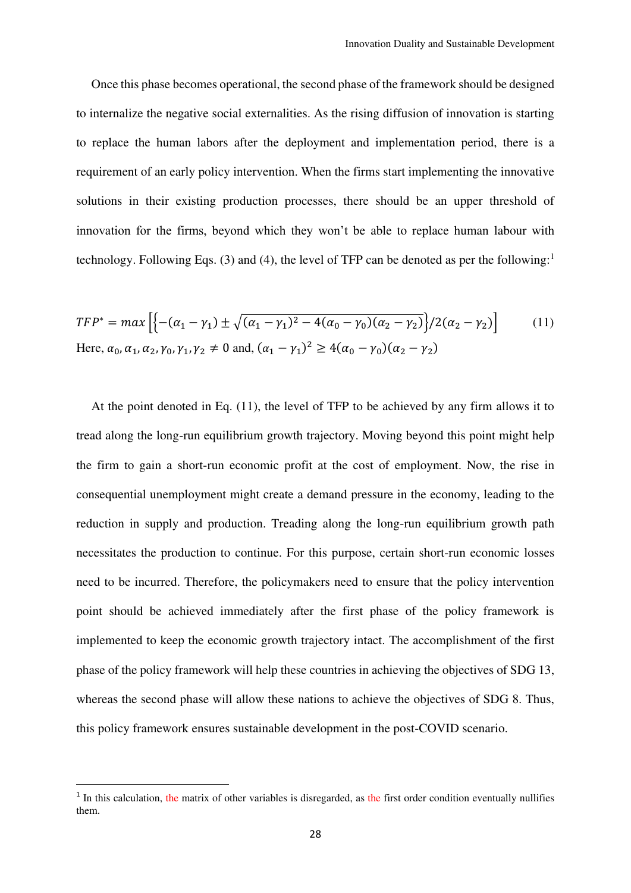Once this phase becomes operational, the second phase of the framework should be designed to internalize the negative social externalities. As the rising diffusion of innovation is starting to replace the human labors after the deployment and implementation period, there is a requirement of an early policy intervention. When the firms start implementing the innovative solutions in their existing production processes, there should be an upper threshold of innovation for the firms, beyond which they won't be able to replace human labour with technology. Following Eqs. (3) and (4), the level of TFP can be denoted as per the following:[1]

$$TFP^{*} = max\left[\left\{-(\alpha_1 - \gamma_1) \pm \sqrt{(\alpha_1 - \gamma_1)^2 - 4(\alpha_0 - \gamma_0)(\alpha_2 - \gamma_2)}\right\}/2(\alpha_2 - \gamma_2)\right] \tag{11}$$

Here, $\alpha_0, \alpha_1, \alpha_2, \gamma_0, \gamma_1, \gamma_2 \neq 0$ and, $(\alpha_1 - \gamma_1)^2 \geq 4(\alpha_0 - \gamma_0)(\alpha_2 - \gamma_2)$

At the point denoted in Eq. (11), the level of TFP to be achieved by any firm allows it to tread along the long-run equilibrium growth trajectory. Moving beyond this point might help the firm to gain a short-run economic profit at the cost of employment. Now, the rise in consequential unemployment might create a demand pressure in the economy, leading to the reduction in supply and production. Treading along the long-run equilibrium growth path necessitates the production to continue. For this purpose, certain short-run economic losses need to be incurred. Therefore, the policymakers need to ensure that the policy intervention point should be achieved immediately after the first phase of the policy framework is implemented to keep the economic growth trajectory intact. The accomplishment of the first phase of the policy framework will help these countries in achieving the objectives of SDG 13, whereas the second phase will allow these nations to achieve the objectives of SDG 8. Thus, this policy framework ensures sustainable development in the post-COVID scenario.

[1] In this calculation, the matrix of other variables is disregarded, as the first order condition eventually nullifies them.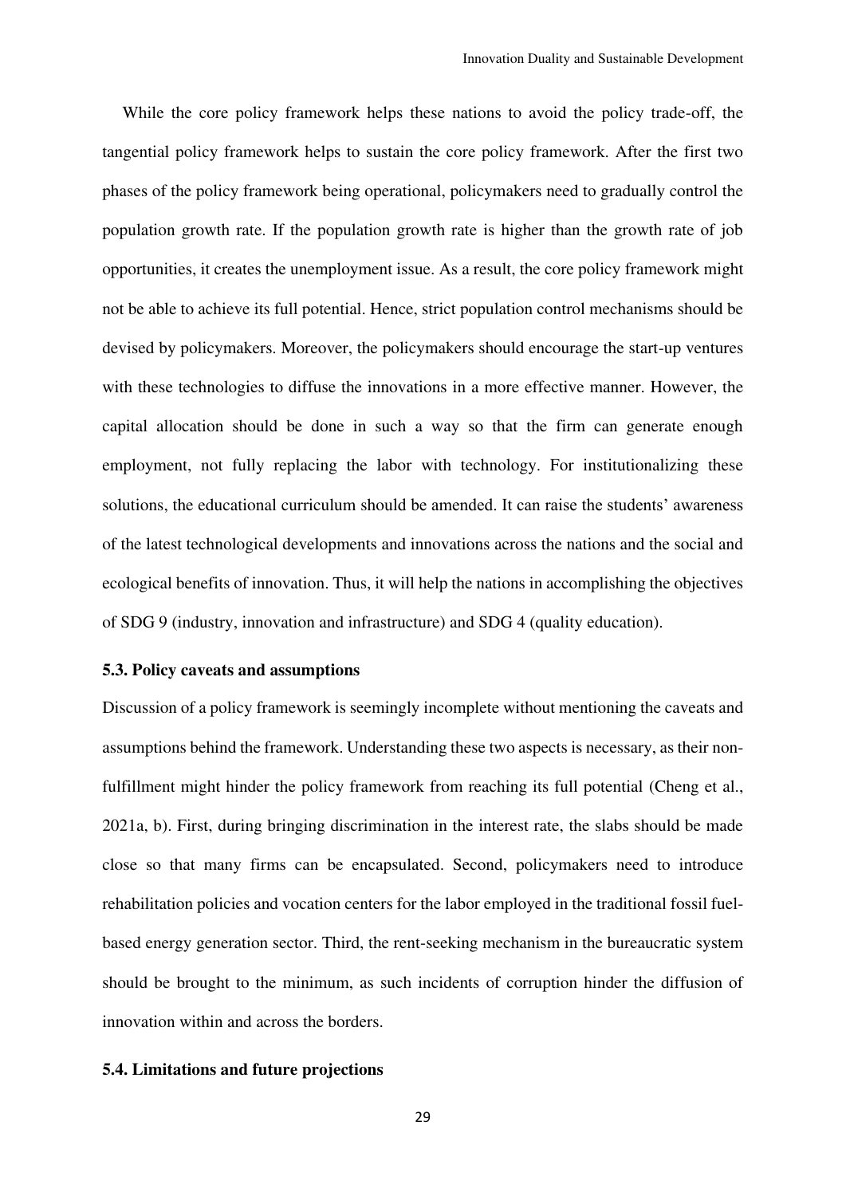While the core policy framework helps these nations to avoid the policy trade-off, the tangential policy framework helps to sustain the core policy framework. After the first two phases of the policy framework being operational, policymakers need to gradually control the population growth rate. If the population growth rate is higher than the growth rate of job opportunities, it creates the unemployment issue. As a result, the core policy framework might not be able to achieve its full potential. Hence, strict population control mechanisms should be devised by policymakers. Moreover, the policymakers should encourage the start-up ventures with these technologies to diffuse the innovations in a more effective manner. However, the capital allocation should be done in such a way so that the firm can generate enough employment, not fully replacing the labor with technology. For institutionalizing these solutions, the educational curriculum should be amended. It can raise the students' awareness of the latest technological developments and innovations across the nations and the social and ecological benefits of innovation. Thus, it will help the nations in accomplishing the objectives of SDG 9 (industry, innovation and infrastructure) and SDG 4 (quality education).

### 5.3. Policy caveats and assumptions

Discussion of a policy framework is seemingly incomplete without mentioning the caveats and assumptions behind the framework. Understanding these two aspects is necessary, as their non-fulfillment might hinder the policy framework from reaching its full potential (Cheng et al., 2021a, b). First, during bringing discrimination in the interest rate, the slabs should be made close so that many firms can be encapsulated. Second, policymakers need to introduce rehabilitation policies and vocation centers for the labor employed in the traditional fossil fuel-based energy generation sector. Third, the rent-seeking mechanism in the bureaucratic system should be brought to the minimum, as such incidents of corruption hinder the diffusion of innovation within and across the borders.

### 5.4. Limitations and future projections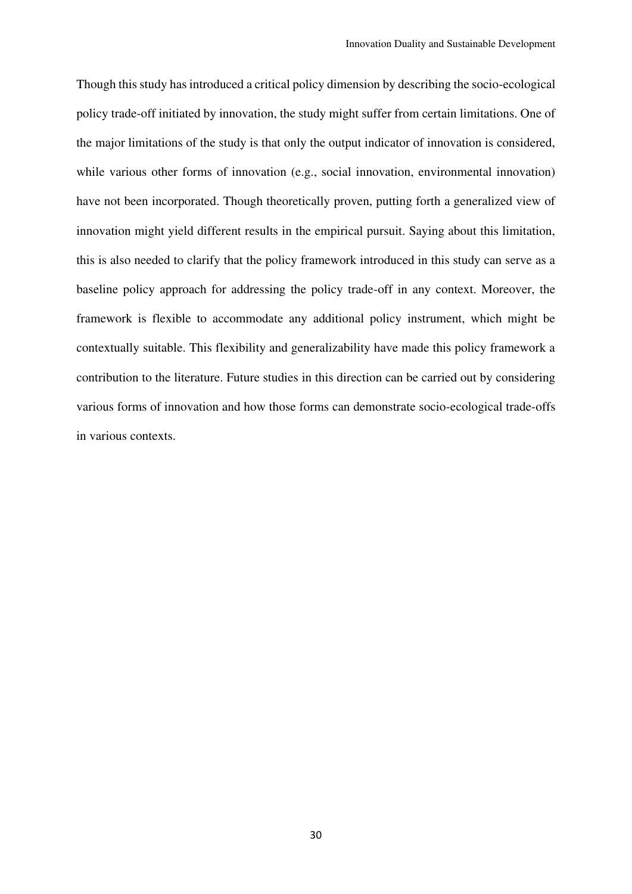Though this study has introduced a critical policy dimension by describing the socio-ecological policy trade-off initiated by innovation, the study might suffer from certain limitations. One of the major limitations of the study is that only the output indicator of innovation is considered, while various other forms of innovation (e.g., social innovation, environmental innovation) have not been incorporated. Though theoretically proven, putting forth a generalized view of innovation might yield different results in the empirical pursuit. Saying about this limitation, this is also needed to clarify that the policy framework introduced in this study can serve as a baseline policy approach for addressing the policy trade-off in any context. Moreover, the framework is flexible to accommodate any additional policy instrument, which might be contextually suitable. This flexibility and generalizability have made this policy framework a contribution to the literature. Future studies in this direction can be carried out by considering various forms of innovation and how those forms can demonstrate socio-ecological trade-offs in various contexts.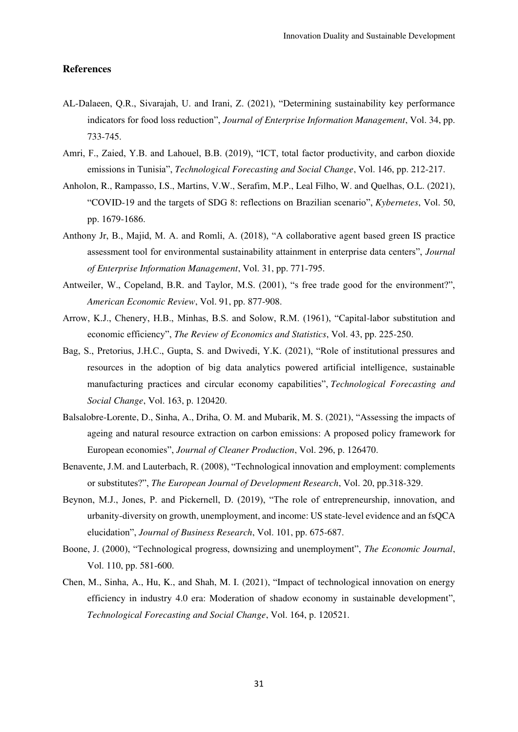## References

AL-Dalaeen, Q.R., Sivarajah, U. and Irani, Z. (2021), “Determining sustainability key performance indicators for food loss reduction”, *Journal of Enterprise Information Management*, Vol. 34, pp. 733-745.

Amri, F., Zaied, Y.B. and Lahouel, B.B. (2019), “ICT, total factor productivity, and carbon dioxide emissions in Tunisia”, *Technological Forecasting and Social Change*, Vol. 146, pp. 212-217.

Anholon, R., Rampasso, I.S., Martins, V.W., Serafim, M.P., Leal Filho, W. and Quelhas, O.L. (2021), “COVID-19 and the targets of SDG 8: reflections on Brazilian scenario”, *Kybernetes*, Vol. 50, pp. 1679-1686.

Anthony Jr, B., Majid, M. A. and Romli, A. (2018), “A collaborative agent based green IS practice assessment tool for environmental sustainability attainment in enterprise data centers”, *Journal of Enterprise Information Management*, Vol. 31, pp. 771-795.

Antweiler, W., Copeland, B.R. and Taylor, M.S. (2001), “s free trade good for the environment?”, *American Economic Review*, Vol. 91, pp. 877-908.

Arrow, K.J., Chenery, H.B., Minhas, B.S. and Solow, R.M. (1961), “Capital-labor substitution and economic efficiency”, *The Review of Economics and Statistics*, Vol. 43, pp. 225-250.

Bag, S., Pretorius, J.H.C., Gupta, S. and Dwivedi, Y.K. (2021), “Role of institutional pressures and resources in the adoption of big data analytics powered artificial intelligence, sustainable manufacturing practices and circular economy capabilities”, *Technological Forecasting and Social Change*, Vol. 163, p. 120420.

Balsalobre-Lorente, D., Sinha, A., Driha, O. M. and Mubarik, M. S. (2021), “Assessing the impacts of ageing and natural resource extraction on carbon emissions: A proposed policy framework for European economies”, *Journal of Cleaner Production*, Vol. 296, p. 126470.

Benavente, J.M. and Lauterbach, R. (2008), “Technological innovation and employment: complements or substitutes?”, *The European Journal of Development Research*, Vol. 20, pp.318-329.

Beynon, M.J., Jones, P. and Pickernell, D. (2019), “The role of entrepreneurship, innovation, and urbanity-diversity on growth, unemployment, and income: US state-level evidence and an fsQCA elucidation”, *Journal of Business Research*, Vol. 101, pp. 675-687.

Boone, J. (2000), “Technological progress, downsizing and unemployment”, *The Economic Journal*, Vol. 110, pp. 581-600.

Chen, M., Sinha, A., Hu, K., and Shah, M. I. (2021), “Impact of technological innovation on energy efficiency in industry 4.0 era: Moderation of shadow economy in sustainable development”, *Technological Forecasting and Social Change*, Vol. 164, p. 120521.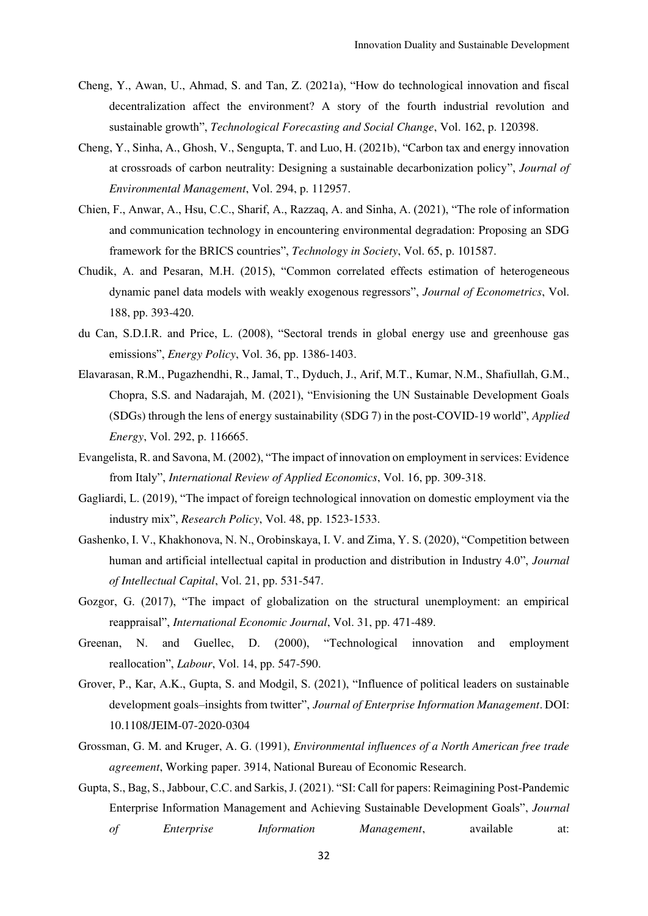Cheng, Y., Awan, U., Ahmad, S. and Tan, Z. (2021a), "How do technological innovation and fiscal decentralization affect the environment? A story of the fourth industrial revolution and sustainable growth", *Technological Forecasting and Social Change*, Vol. 162, p. 120398.

Cheng, Y., Sinha, A., Ghosh, V., Sengupta, T. and Luo, H. (2021b), "Carbon tax and energy innovation at crossroads of carbon neutrality: Designing a sustainable decarbonization policy", *Journal of Environmental Management*, Vol. 294, p. 112957.

Chien, F., Anwar, A., Hsu, C.C., Sharif, A., Razzaq, A. and Sinha, A. (2021), "The role of information and communication technology in encountering environmental degradation: Proposing an SDG framework for the BRICS countries", *Technology in Society*, Vol. 65, p. 101587.

Chudik, A. and Pesaran, M.H. (2015), "Common correlated effects estimation of heterogeneous dynamic panel data models with weakly exogenous regressors", *Journal of Econometrics*, Vol. 188, pp. 393-420.

du Can, S.D.I.R. and Price, L. (2008), "Sectoral trends in global energy use and greenhouse gas emissions", *Energy Policy*, Vol. 36, pp. 1386-1403.

Elavarasan, R.M., Pugazhendhi, R., Jamal, T., Dyduch, J., Arif, M.T., Kumar, N.M., Shafiullah, G.M., Chopra, S.S. and Nadarajah, M. (2021), "Envisioning the UN Sustainable Development Goals (SDGs) through the lens of energy sustainability (SDG 7) in the post-COVID-19 world", *Applied Energy*, Vol. 292, p. 116665.

Evangelista, R. and Savona, M. (2002), "The impact of innovation on employment in services: Evidence from Italy", *International Review of Applied Economics*, Vol. 16, pp. 309-318.

Gagliardi, L. (2019), "The impact of foreign technological innovation on domestic employment via the industry mix", *Research Policy*, Vol. 48, pp. 1523-1533.

Gashenko, I. V., Khakhonova, N. N., Orobinskaya, I. V. and Zima, Y. S. (2020), "Competition between human and artificial intellectual capital in production and distribution in Industry 4.0", *Journal of Intellectual Capital*, Vol. 21, pp. 531-547.

Gozgor, G. (2017), "The impact of globalization on the structural unemployment: an empirical reappraisal", *International Economic Journal*, Vol. 31, pp. 471-489.

Greenan, N. and Guellec, D. (2000), "Technological innovation and employment reallocation", *Labour*, Vol. 14, pp. 547-590.

Grover, P., Kar, A.K., Gupta, S. and Modgil, S. (2021), "Influence of political leaders on sustainable development goals–insights from twitter", *Journal of Enterprise Information Management*. DOI: 10.1108/JEIM-07-2020-0304

Grossman, G. M. and Kruger, A. G. (1991), *Environmental influences of a North American free trade agreement*, Working paper. 3914, National Bureau of Economic Research.

Gupta, S., Bag, S., Jabbour, C.C. and Sarkis, J. (2021). "SI: Call for papers: Reimagining Post-Pandemic Enterprise Information Management and Achieving Sustainable Development Goals", *Journal of Enterprise Information Management*, available at: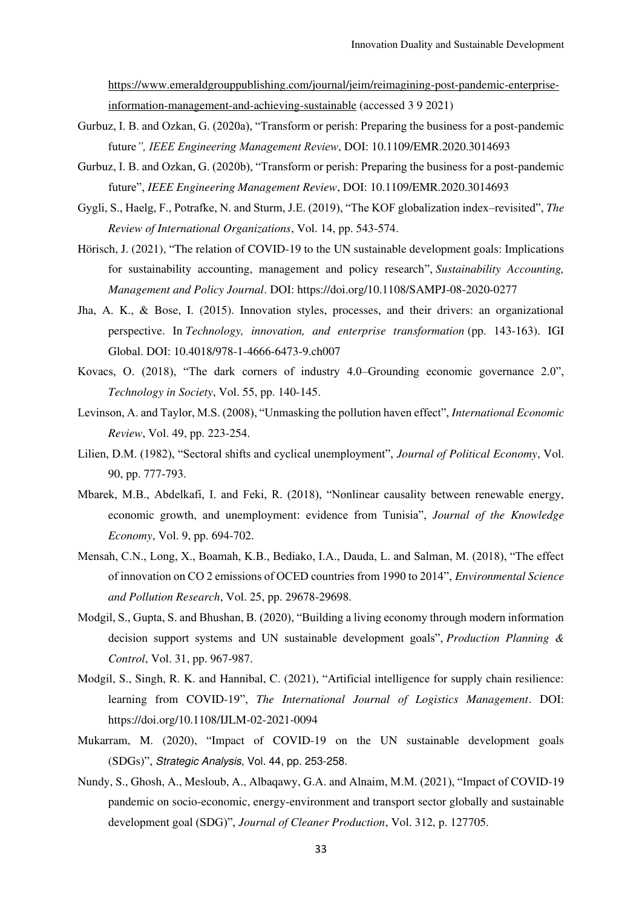https://www.emeraldgrouppublishing.com/journal/jeim/reimagining-post-pandemic-enterprise-information-management-and-achieving-sustainable (accessed 3 9 2021)

Gurbuz, I. B. and Ozkan, G. (2020a), "Transform or perish: Preparing the business for a post-pandemic future*", IEEE Engineering Management Review*, DOI: 10.1109/EMR.2020.3014693

Gurbuz, I. B. and Ozkan, G. (2020b), "Transform or perish: Preparing the business for a post-pandemic future", *IEEE Engineering Management Review*, DOI: 10.1109/EMR.2020.3014693

Gygli, S., Haelg, F., Potrafke, N. and Sturm, J.E. (2019), "The KOF globalization index–revisited", *The Review of International Organizations*, Vol. 14, pp. 543-574.

Hörisch, J. (2021), "The relation of COVID-19 to the UN sustainable development goals: Implications for sustainability accounting, management and policy research", *Sustainability Accounting, Management and Policy Journal*. DOI: https://doi.org/10.1108/SAMPJ-08-2020-0277

Jha, A. K., & Bose, I. (2015). Innovation styles, processes, and their drivers: an organizational perspective. In *Technology, innovation, and enterprise transformation* (pp. 143-163). IGI Global. DOI: 10.4018/978-1-4666-6473-9.ch007

Kovacs, O. (2018), "The dark corners of industry 4.0–Grounding economic governance 2.0", *Technology in Society*, Vol. 55, pp. 140-145.

Levinson, A. and Taylor, M.S. (2008), "Unmasking the pollution haven effect", *International Economic Review*, Vol. 49, pp. 223-254.

Lilien, D.M. (1982), "Sectoral shifts and cyclical unemployment", *Journal of Political Economy*, Vol. 90, pp. 777-793.

Mbarek, M.B., Abdelkafi, I. and Feki, R. (2018), "Nonlinear causality between renewable energy, economic growth, and unemployment: evidence from Tunisia", *Journal of the Knowledge Economy*, Vol. 9, pp. 694-702.

Mensah, C.N., Long, X., Boamah, K.B., Bediako, I.A., Dauda, L. and Salman, M. (2018), "The effect of innovation on CO 2 emissions of OCED countries from 1990 to 2014", *Environmental Science and Pollution Research*, Vol. 25, pp. 29678-29698.

Modgil, S., Gupta, S. and Bhushan, B. (2020), "Building a living economy through modern information decision support systems and UN sustainable development goals", *Production Planning & Control*, Vol. 31, pp. 967-987.

Modgil, S., Singh, R. K. and Hannibal, C. (2021), "Artificial intelligence for supply chain resilience: learning from COVID-19", *The International Journal of Logistics Management*. DOI: https://doi.org/10.1108/IJLM-02-2021-0094

Mukarram, M. (2020), "Impact of COVID-19 on the UN sustainable development goals (SDGs)", *Strategic Analysis*, Vol. 44, pp. 253-258.

Nundy, S., Ghosh, A., Mesloub, A., Albaqawy, G.A. and Alnaim, M.M. (2021), "Impact of COVID-19 pandemic on socio-economic, energy-environment and transport sector globally and sustainable development goal (SDG)", *Journal of Cleaner Production*, Vol. 312, p. 127705.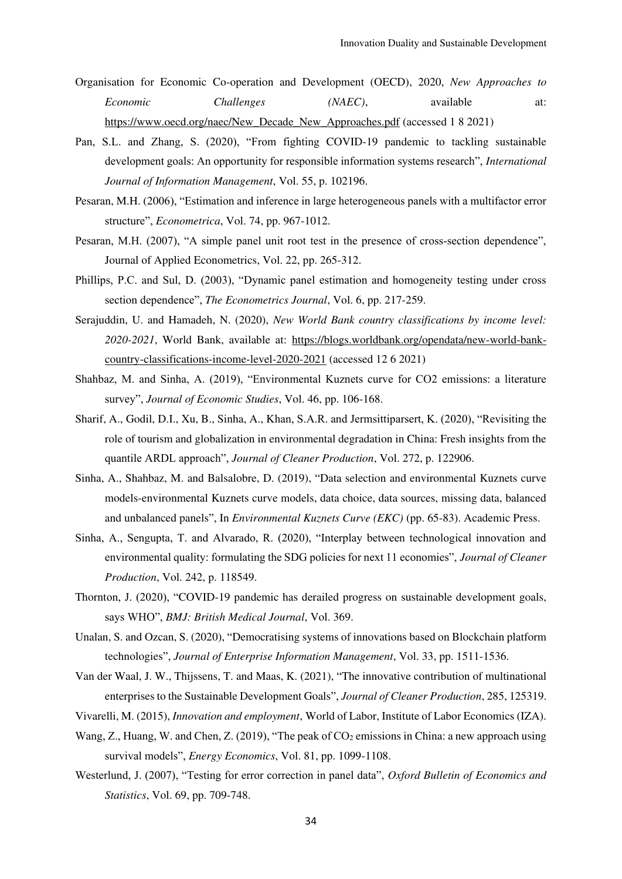Organisation for Economic Co-operation and Development (OECD), 2020, *New Approaches to Economic Challenges (NAEC)*, available at: https://www.oecd.org/naec/New_Decade_New_Approaches.pdf (accessed 1 8 2021)

Pan, S.L. and Zhang, S. (2020), "From fighting COVID-19 pandemic to tackling sustainable development goals: An opportunity for responsible information systems research", *International Journal of Information Management*, Vol. 55, p. 102196.

Pesaran, M.H. (2006), "Estimation and inference in large heterogeneous panels with a multifactor error structure", *Econometrica*, Vol. 74, pp. 967-1012.

Pesaran, M.H. (2007), "A simple panel unit root test in the presence of cross-section dependence", Journal of Applied Econometrics, Vol. 22, pp. 265-312.

Phillips, P.C. and Sul, D. (2003), "Dynamic panel estimation and homogeneity testing under cross section dependence", *The Econometrics Journal*, Vol. 6, pp. 217-259.

Serajuddin, U. and Hamadeh, N. (2020), *New World Bank country classifications by income level: 2020-2021*, World Bank, available at: https://blogs.worldbank.org/opendata/new-world-bank-country-classifications-income-level-2020-2021 (accessed 12 6 2021)

Shahbaz, M. and Sinha, A. (2019), "Environmental Kuznets curve for CO2 emissions: a literature survey", *Journal of Economic Studies*, Vol. 46, pp. 106-168.

Sharif, A., Godil, D.I., Xu, B., Sinha, A., Khan, S.A.R. and Jermsittiparsert, K. (2020), "Revisiting the role of tourism and globalization in environmental degradation in China: Fresh insights from the quantile ARDL approach", *Journal of Cleaner Production*, Vol. 272, p. 122906.

Sinha, A., Shahbaz, M. and Balsalobre, D. (2019), "Data selection and environmental Kuznets curve models-environmental Kuznets curve models, data choice, data sources, missing data, balanced and unbalanced panels", In *Environmental Kuznets Curve (EKC)* (pp. 65-83). Academic Press.

Sinha, A., Sengupta, T. and Alvarado, R. (2020), "Interplay between technological innovation and environmental quality: formulating the SDG policies for next 11 economies", *Journal of Cleaner Production*, Vol. 242, p. 118549.

Thornton, J. (2020), "COVID-19 pandemic has derailed progress on sustainable development goals, says WHO", *BMJ: British Medical Journal*, Vol. 369.

Unalan, S. and Ozcan, S. (2020), "Democratising systems of innovations based on Blockchain platform technologies", *Journal of Enterprise Information Management*, Vol. 33, pp. 1511-1536.

Van der Waal, J. W., Thijssens, T. and Maas, K. (2021), "The innovative contribution of multinational enterprises to the Sustainable Development Goals", *Journal of Cleaner Production*, 285, 125319.

Vivarelli, M. (2015), *Innovation and employment*, World of Labor, Institute of Labor Economics (IZA).

Wang, Z., Huang, W. and Chen, Z. (2019), "The peak of $CO_2$ emissions in China: a new approach using survival models", *Energy Economics*, Vol. 81, pp. 1099-1108.

Westerlund, J. (2007), "Testing for error correction in panel data", *Oxford Bulletin of Economics and Statistics*, Vol. 69, pp. 709-748.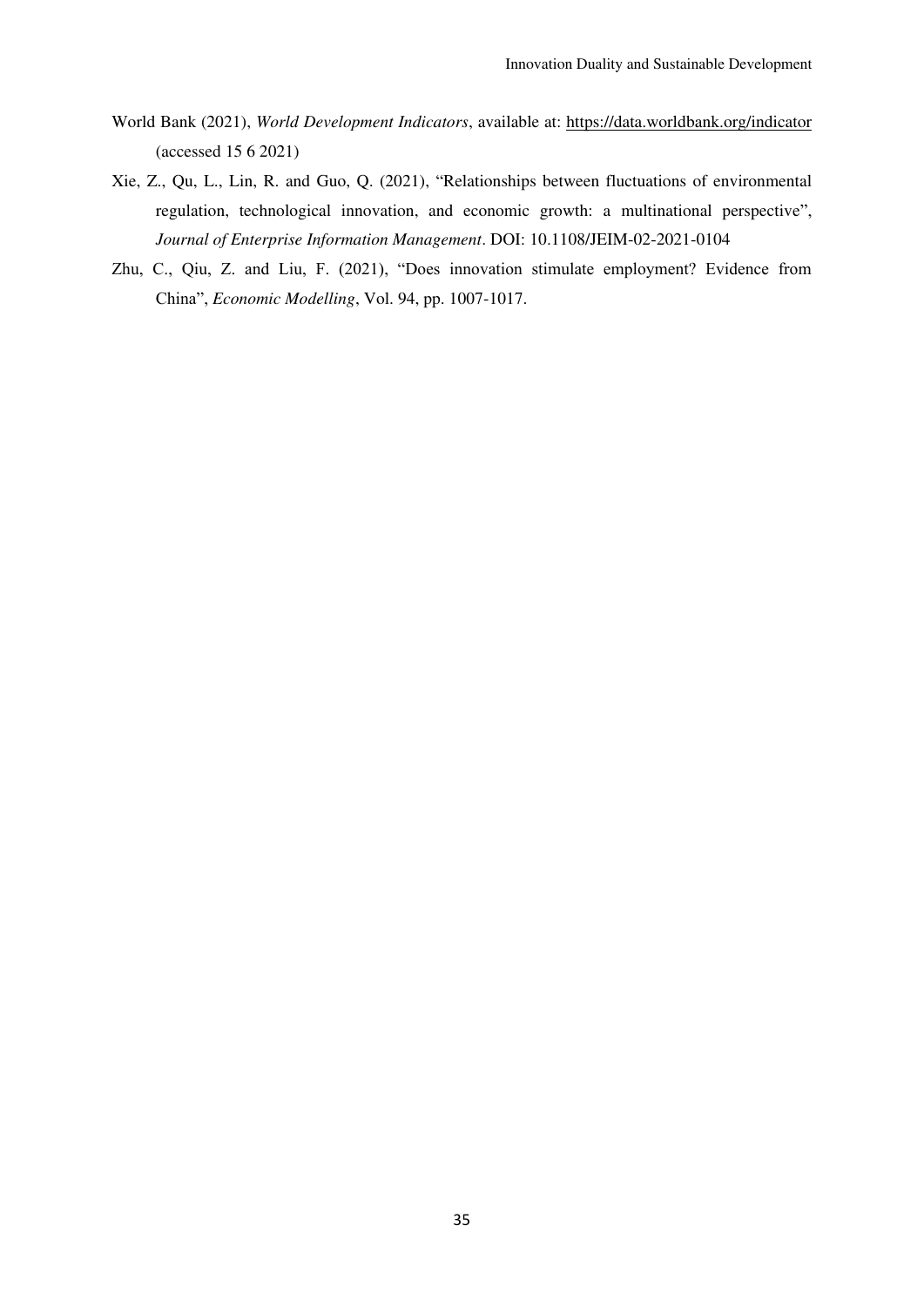World Bank (2021), *World Development Indicators*, available at: https://data.worldbank.org/indicator (accessed 15 6 2021)

Xie, Z., Qu, L., Lin, R. and Guo, Q. (2021), "Relationships between fluctuations of environmental regulation, technological innovation, and economic growth: a multinational perspective", *Journal of Enterprise Information Management*. DOI: 10.1108/JEIM-02-2021-0104

Zhu, C., Qiu, Z. and Liu, F. (2021), "Does innovation stimulate employment? Evidence from China", *Economic Modelling*, Vol. 94, pp. 1007-1017.